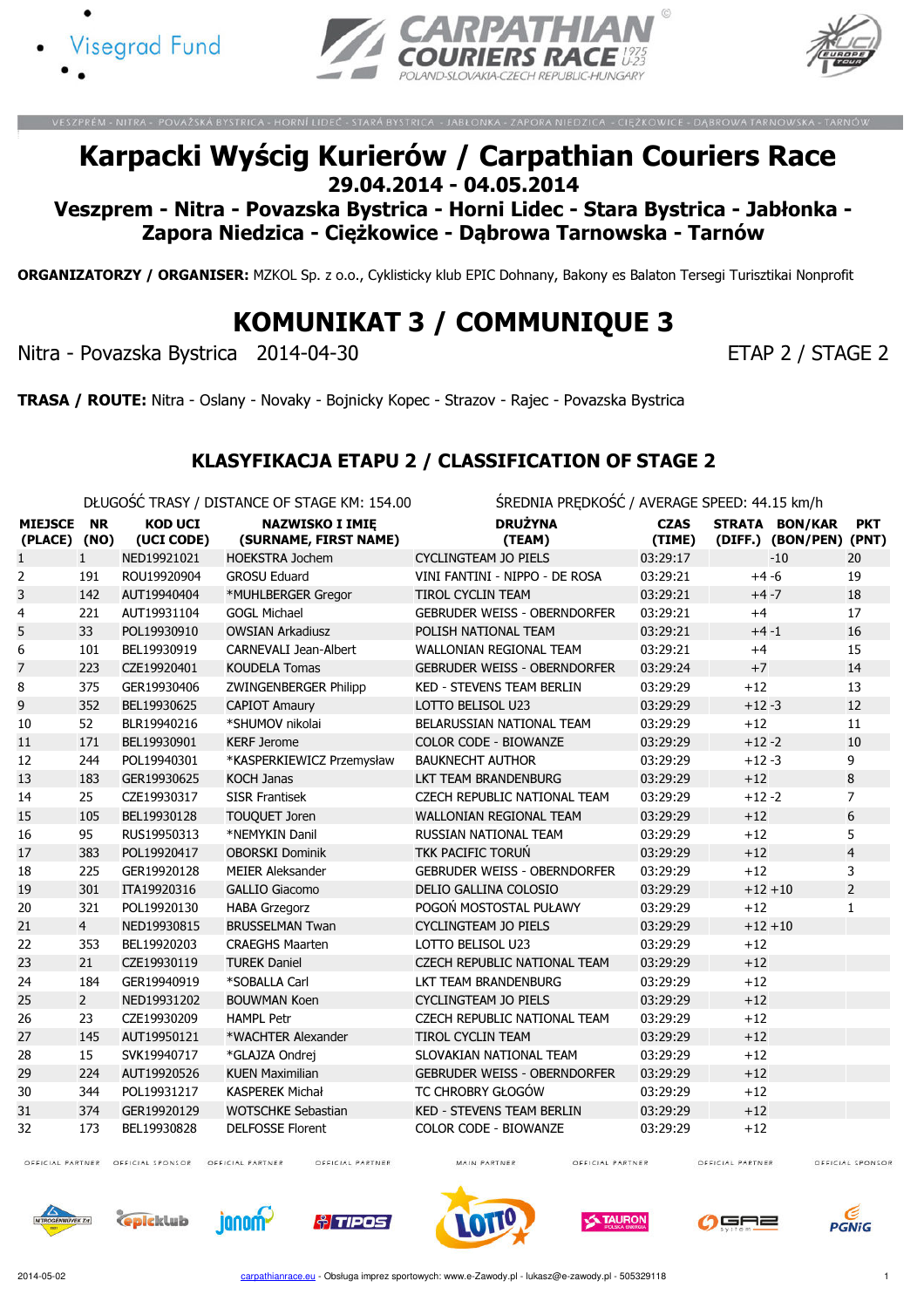VESZPRÉM - NITRA - POVAŽSKÁ BYSTRICA - HORNÍ LIDEČ - STARÁ BYSTRICA - JABŁONKA - ZAPORA NIEDZICA - CIĘŻKOWICE - DĄBROWA TARNOWSKA - TARNÓW

# Karpacki Wyścig Kurierów / Carpathian Couriers Race

## 29.04.2014 - 04.05.2014

## Veszprem - Nitra - Povazska Bystrica - Horni Lidec - Stara Bystrica - Jabłonka - Zapora Niedzica - Ciężkowice - Dąbrowa Tarnowska - Tarnów

**ORGANIZATORZY / ORGANISER:** MZKOL Sp. z o.o., Cyklisticky klub EPIC Dohnany, Bakony es Balaton Tersegi Turisztikai Nonprofit

# KOMUNIKAT 3 / COMMUNIQUE 3

Nitra - Povazska Bystrica 2014-04-30 ETAP 2 / STAGE 2

**TRASA / ROUTE:** Nitra - Oslany - Novaky - Bojnicky Kopec - Strazov - Rajec - Povazska Bystrica

## KLASYFIKACJA ETAPU 2 / CLASSIFICATION OF STAGE 2

DŁUGOŚĆ TRASY / DISTANCE OF STAGE KM: 154.00 — ŚREDNIA PRĘDKOŚĆ / AVERAGE SPEED: 44.15 km/h

| MIEJSCE (PLACE) | NR (NO) | KOD UCI (UCI CODE) | NAZWISKO I IMIĘ (SURNAME, FIRST NAME) | DRUŻYNA (TEAM) | CZAS (TIME) | STRATA (DIFF.) | BON/KAR (BON/PEN) | PKT (PNT) |
|---|---|---|---|---|---|---|---|---|
| 1 | 1 | NED19921021 | HOEKSTRA Jochem | CYCLINGTEAM JO PIELS | 03:29:17 | | -10 | 20 |
| 2 | 191 | ROU19920904 | GROSU Eduard | VINI FANTINI - NIPPO - DE ROSA | 03:29:21 | +4 | -6 | 19 |
| 3 | 142 | AUT19940404 | *MUHLBERGER Gregor | TIROL CYCLIN TEAM | 03:29:21 | +4 | -7 | 18 |
| 4 | 221 | AUT19931104 | GOGL Michael | GEBRUDER WEISS - OBERNDORFER | 03:29:21 | +4 | | 17 |
| 5 | 33 | POL19930910 | OWSIAN Arkadiusz | POLISH NATIONAL TEAM | 03:29:21 | +4 | -1 | 16 |
| 6 | 101 | BEL19930919 | CARNEVALI Jean-Albert | WALLONIAN REGIONAL TEAM | 03:29:21 | +4 | | 15 |
| 7 | 223 | CZE19920401 | KOUDELA Tomas | GEBRUDER WEISS - OBERNDORFER | 03:29:24 | +7 | | 14 |
| 8 | 375 | GER19930406 | ZWINGENBERGER Philipp | KED - STEVENS TEAM BERLIN | 03:29:29 | +12 | | 13 |
| 9 | 352 | BEL19930625 | CAPIOT Amaury | LOTTO BELISOL U23 | 03:29:29 | +12 | -3 | 12 |
| 10 | 52 | BLR19940216 | *SHUMOV nikolai | BELARUSSIAN NATIONAL TEAM | 03:29:29 | +12 | | 11 |
| 11 | 171 | BEL19930901 | KERF Jerome | COLOR CODE - BIOWANZE | 03:29:29 | +12 | -2 | 10 |
| 12 | 244 | POL19940301 | *KASPERKIEWICZ Przemysław | BAUKNECHT AUTHOR | 03:29:29 | +12 | -3 | 9 |
| 13 | 183 | GER19930625 | KOCH Janas | LKT TEAM BRANDENBURG | 03:29:29 | +12 | | 8 |
| 14 | 25 | CZE19930317 | SISR Frantisek | CZECH REPUBLIC NATIONAL TEAM | 03:29:29 | +12 | -2 | 7 |
| 15 | 105 | BEL19930128 | TOUQUET Joren | WALLONIAN REGIONAL TEAM | 03:29:29 | +12 | | 6 |
| 16 | 95 | RUS19950313 | *NEMYKIN Danil | RUSSIAN NATIONAL TEAM | 03:29:29 | +12 | | 5 |
| 17 | 383 | POL19920417 | OBORSKI Dominik | TKK PACIFIC TORUŃ | 03:29:29 | +12 | | 4 |
| 18 | 225 | GER19920128 | MEIER Aleksander | GEBRUDER WEISS - OBERNDORFER | 03:29:29 | +12 | | 3 |
| 19 | 301 | ITA19920316 | GALLIO Giacomo | DELIO GALLINA COLOSIO | 03:29:29 | +12 | +10 | 2 |
| 20 | 321 | POL19920130 | HABA Grzegorz | POGOŃ MOSTOSTAL PUŁAWY | 03:29:29 | +12 | | 1 |
| 21 | 4 | NED19930815 | BRUSSELMAN Twan | CYCLINGTEAM JO PIELS | 03:29:29 | +12 | +10 | |
| 22 | 353 | BEL19920203 | CRAEGHS Maarten | LOTTO BELISOL U23 | 03:29:29 | +12 | | |
| 23 | 21 | CZE19930119 | TUREK Daniel | CZECH REPUBLIC NATIONAL TEAM | 03:29:29 | +12 | | |
| 24 | 184 | GER19940919 | *SOBALLA Carl | LKT TEAM BRANDENBURG | 03:29:29 | +12 | | |
| 25 | 2 | NED19931202 | BOUWMAN Koen | CYCLINGTEAM JO PIELS | 03:29:29 | +12 | | |
| 26 | 23 | CZE19930209 | HAMPL Petr | CZECH REPUBLIC NATIONAL TEAM | 03:29:29 | +12 | | |
| 27 | 145 | AUT19950121 | *WACHTER Alexander | TIROL CYCLIN TEAM | 03:29:29 | +12 | | |
| 28 | 15 | SVK19940717 | *GLAJZA Ondrej | SLOVAKIAN NATIONAL TEAM | 03:29:29 | +12 | | |
| 29 | 224 | AUT19920526 | KUEN Maximilian | GEBRUDER WEISS - OBERNDORFER | 03:29:29 | +12 | | |
| 30 | 344 | POL19931217 | KASPEREK Michał | TC CHROBRY GŁOGÓW | 03:29:29 | +12 | | |
| 31 | 374 | GER19920129 | WOTSCHKE Sebastian | KED - STEVENS TEAM BERLIN | 03:29:29 | +12 | | |
| 32 | 173 | BEL19930828 | DELFOSSE Florent | COLOR CODE - BIOWANZE | 03:29:29 | +12 | | |

2014-05-02 carpathianrace.eu - Obsługa imprez sportowych: www.e-Zawody.pl - lukasz@e-zawody.pl - 505329118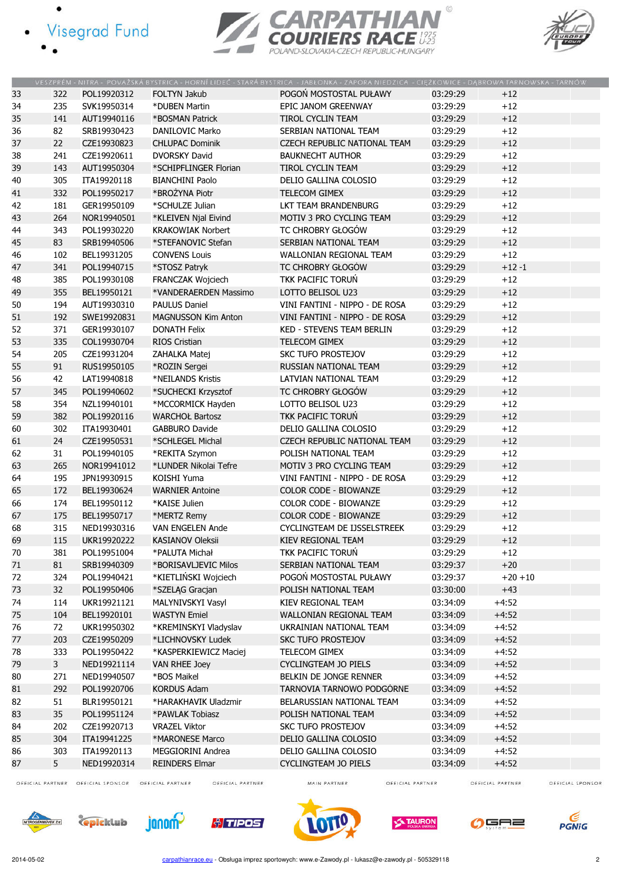VESZPRÉM - NITRA - POVAŽSKÁ BYSTRICA - HORNÍ LIDEČ - STARÁ BYSTRICA - JABŁONKA - ZAPORA NIEDZICA - CIĘŻKOWICE - DĄBROWA TARNOWSKA - TARNÓW

| | | | | | | |
|---|---|---|---|---|---|---|
| 33 | 322 | POL19920312 | FOLTYN Jakub | POGOŃ MOSTOSTAL PUŁAWY | 03:29:29 | +12 |
| 34 | 235 | SVK19950314 | *DUBEN Martin | EPIC JANOM GREENWAY | 03:29:29 | +12 |
| 35 | 141 | AUT19940116 | *BOSMAN Patrick | TIROL CYCLIN TEAM | 03:29:29 | +12 |
| 36 | 82 | SRB19930423 | DANILOVIC Marko | SERBIAN NATIONAL TEAM | 03:29:29 | +12 |
| 37 | 22 | CZE19930823 | CHLUPAC Dominik | CZECH REPUBLIC NATIONAL TEAM | 03:29:29 | +12 |
| 38 | 241 | CZE19920611 | DVORSKY David | BAUKNECHT AUTHOR | 03:29:29 | +12 |
| 39 | 143 | AUT19950304 | *SCHIPFLINGER Florian | TIROL CYCLIN TEAM | 03:29:29 | +12 |
| 40 | 305 | ITA19920118 | BIANCHINI Paolo | DELIO GALLINA COLOSIO | 03:29:29 | +12 |
| 41 | 332 | POL19950217 | *BROŻYNA Piotr | TELECOM GIMEX | 03:29:29 | +12 |
| 42 | 181 | GER19950109 | *SCHULZE Julian | LKT TEAM BRANDENBURG | 03:29:29 | +12 |
| 43 | 264 | NOR19940501 | *KLEIVEN Njal Eivind | MOTIV 3 PRO CYCLING TEAM | 03:29:29 | +12 |
| 44 | 343 | POL19930220 | KRAKOWIAK Norbert | TC CHROBRY GŁOGÓW | 03:29:29 | +12 |
| 45 | 83 | SRB19940506 | *STEFANOVIC Stefan | SERBIAN NATIONAL TEAM | 03:29:29 | +12 |
| 46 | 102 | BEL19931205 | CONVENS Louis | WALLONIAN REGIONAL TEAM | 03:29:29 | +12 |
| 47 | 341 | POL19940715 | *STOSZ Patryk | TC CHROBRY GŁOGÓW | 03:29:29 | +12 -1 |
| 48 | 385 | POL19930108 | FRANCZAK Wojciech | TKK PACIFIC TORUŃ | 03:29:29 | +12 |
| 49 | 355 | BEL19950121 | *VANDERAERDEN Massimo | LOTTO BELISOL U23 | 03:29:29 | +12 |
| 50 | 194 | AUT19930310 | PAULUS Daniel | VINI FANTINI - NIPPO - DE ROSA | 03:29:29 | +12 |
| 51 | 192 | SWE19920831 | MAGNUSSON Kim Anton | VINI FANTINI - NIPPO - DE ROSA | 03:29:29 | +12 |
| 52 | 371 | GER19930107 | DONATH Felix | KED - STEVENS TEAM BERLIN | 03:29:29 | +12 |
| 53 | 335 | COL19930704 | RIOS Cristian | TELECOM GIMEX | 03:29:29 | +12 |
| 54 | 205 | CZE19931204 | ZAHALKA Matej | SKC TUFO PROSTEJOV | 03:29:29 | +12 |
| 55 | 91 | RUS19950105 | *ROZIN Sergei | RUSSIAN NATIONAL TEAM | 03:29:29 | +12 |
| 56 | 42 | LAT19940818 | *NEILANDS Kristis | LATVIAN NATIONAL TEAM | 03:29:29 | +12 |
| 57 | 345 | POL19940602 | *SUCHECKI Krzysztof | TC CHROBRY GŁOGÓW | 03:29:29 | +12 |
| 58 | 354 | NZL19940101 | *MCCORMICK Hayden | LOTTO BELISOL U23 | 03:29:29 | +12 |
| 59 | 382 | POL19920116 | WARCHOŁ Bartosz | TKK PACIFIC TORUŃ | 03:29:29 | +12 |
| 60 | 302 | ITA19930401 | GABBURO Davide | DELIO GALLINA COLOSIO | 03:29:29 | +12 |
| 61 | 24 | CZE19950531 | *SCHLEGEL Michal | CZECH REPUBLIC NATIONAL TEAM | 03:29:29 | +12 |
| 62 | 31 | POL19940105 | *REKITA Szymon | POLISH NATIONAL TEAM | 03:29:29 | +12 |
| 63 | 265 | NOR19941012 | *LUNDER Nikolai Tefre | MOTIV 3 PRO CYCLING TEAM | 03:29:29 | +12 |
| 64 | 195 | JPN19930915 | KOISHI Yuma | VINI FANTINI - NIPPO - DE ROSA | 03:29:29 | +12 |
| 65 | 172 | BEL19930624 | WARNIER Antoine | COLOR CODE - BIOWANZE | 03:29:29 | +12 |
| 66 | 174 | BEL19950112 | *KAISE Julien | COLOR CODE - BIOWANZE | 03:29:29 | +12 |
| 67 | 175 | BEL19950717 | *MERTZ Remy | COLOR CODE - BIOWANZE | 03:29:29 | +12 |
| 68 | 315 | NED19930316 | VAN ENGELEN Ande | CYCLINGTEAM DE IJSSELSTREEK | 03:29:29 | +12 |
| 69 | 115 | UKR19920222 | KASIANOV Oleksii | KIEV REGIONAL TEAM | 03:29:29 | +12 |
| 70 | 381 | POL19951004 | *PALUTA Michał | TKK PACIFIC TORUŃ | 03:29:29 | +12 |
| 71 | 81 | SRB19940309 | *BORISAVLJEVIC Milos | SERBIAN NATIONAL TEAM | 03:29:37 | +20 |
| 72 | 324 | POL19940421 | *KIETLIŃSKI Wojciech | POGOŃ MOSTOSTAL PUŁAWY | 03:29:37 | +20 +10 |
| 73 | 32 | POL19950406 | *SZELĄG Gracjan | POLISH NATIONAL TEAM | 03:30:00 | +43 |
| 74 | 114 | UKR19921121 | MALYNIVSKYI Vasyl | KIEV REGIONAL TEAM | 03:34:09 | +4:52 |
| 75 | 104 | BEL19920101 | WASTYN Emiel | WALLONIAN REGIONAL TEAM | 03:34:09 | +4:52 |
| 76 | 72 | UKR19950302 | *KREMINSKYI Vladyslav | UKRAINIAN NATIONAL TEAM | 03:34:09 | +4:52 |
| 77 | 203 | CZE19950209 | *LICHNOVSKY Ludek | SKC TUFO PROSTEJOV | 03:34:09 | +4:52 |
| 78 | 333 | POL19950422 | *KASPERKIEWICZ Maciej | TELECOM GIMEX | 03:34:09 | +4:52 |
| 79 | 3 | NED19921114 | VAN RHEE Joey | CYCLINGTEAM JO PIELS | 03:34:09 | +4:52 |
| 80 | 271 | NED19940507 | *BOS Maikel | BELKIN DE JONGE RENNER | 03:34:09 | +4:52 |
| 81 | 292 | POL19920706 | KORDUS Adam | TARNOVIA TARNOWO PODGÓRNE | 03:34:09 | +4:52 |
| 82 | 51 | BLR19950121 | *HARAKHAVIK Uladzmir | BELARUSSIAN NATIONAL TEAM | 03:34:09 | +4:52 |
| 83 | 35 | POL19951124 | *PAWLAK Tobiasz | POLISH NATIONAL TEAM | 03:34:09 | +4:52 |
| 84 | 202 | CZE19920713 | VRAZEL Viktor | SKC TUFO PROSTEJOV | 03:34:09 | +4:52 |
| 85 | 304 | ITA19941225 | *MARONESE Marco | DELIO GALLINA COLOSIO | 03:34:09 | +4:52 |
| 86 | 303 | ITA19920113 | MEGGIORINI Andrea | DELIO GALLINA COLOSIO | 03:34:09 | +4:52 |
| 87 | 5 | NED19920314 | REINDERS Elmar | CYCLINGTEAM JO PIELS | 03:34:09 | +4:52 |

2014-05-02 carpathianrace.eu - Obsługa imprez sportowych: www.e-Zawody.pl - lukasz@e-zawody.pl - 505329118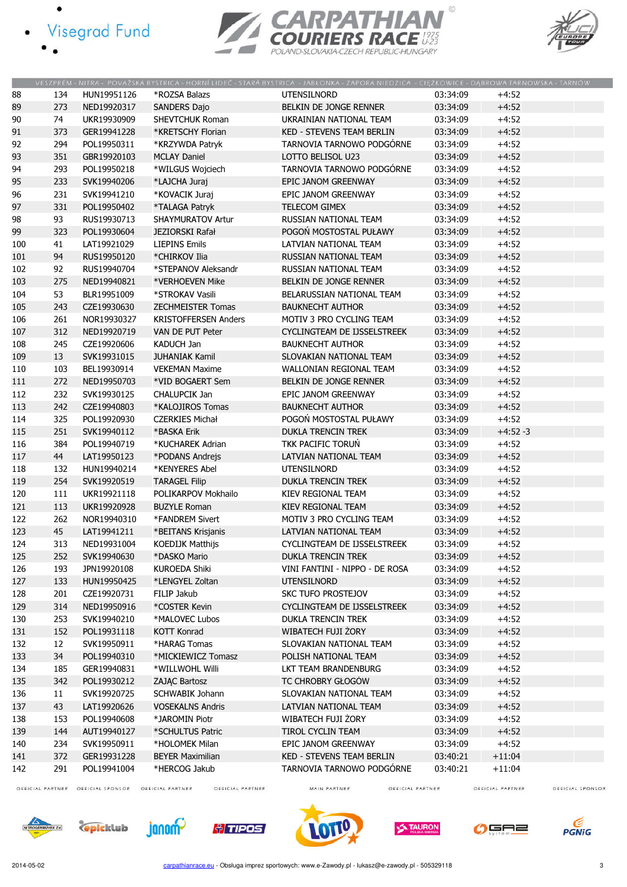VESZPRÉM - NITRA - POVAŽSKÁ BYSTRICA - HORNÍ LIDEČ - STARÁ BYSTRICA - JABŁONKA - ZAPORA NIEDZICA - CIĘŻKOWICE - DĄBROWA TARNOWSKA - TARNÓW

| | | | | | | |
|---|---|---|---|---|---|---|
| 88 | 134 | HUN19951126 | *ROZSA Balazs | UTENSILNORD | 03:34:09 | +4:52 |
| 89 | 273 | NED19920317 | SANDERS Dajo | BELKIN DE JONGE RENNER | 03:34:09 | +4:52 |
| 90 | 74 | UKR19930909 | SHEVTCHUK Roman | UKRAINIAN NATIONAL TEAM | 03:34:09 | +4:52 |
| 91 | 373 | GER19941228 | *KRETSCHY Florian | KED - STEVENS TEAM BERLIN | 03:34:09 | +4:52 |
| 92 | 294 | POL19950311 | *KRZYWDA Patryk | TARNOVIA TARNOWO PODGÓRNE | 03:34:09 | +4:52 |
| 93 | 351 | GBR19920103 | MCLAY Daniel | LOTTO BELISOL U23 | 03:34:09 | +4:52 |
| 94 | 293 | POL19950218 | *WILGUS Wojciech | TARNOVIA TARNOWO PODGÓRNE | 03:34:09 | +4:52 |
| 95 | 233 | SVK19940206 | *LAJCHA Juraj | EPIC JANOM GREENWAY | 03:34:09 | +4:52 |
| 96 | 231 | SVK19941210 | *KOVACIK Juraj | EPIC JANOM GREENWAY | 03:34:09 | +4:52 |
| 97 | 331 | POL19950402 | *TALAGA Patryk | TELECOM GIMEX | 03:34:09 | +4:52 |
| 98 | 93 | RUS19930713 | SHAYMURATOV Artur | RUSSIAN NATIONAL TEAM | 03:34:09 | +4:52 |
| 99 | 323 | POL19930604 | JEZIORSKI Rafał | POGOŃ MOSTOSTAL PUŁAWY | 03:34:09 | +4:52 |
| 100 | 41 | LAT19921029 | LIEPINS Emils | LATVIAN NATIONAL TEAM | 03:34:09 | +4:52 |
| 101 | 94 | RUS19950120 | *CHIRKOV Ilia | RUSSIAN NATIONAL TEAM | 03:34:09 | +4:52 |
| 102 | 92 | RUS19940704 | *STEPANOV Aleksandr | RUSSIAN NATIONAL TEAM | 03:34:09 | +4:52 |
| 103 | 275 | NED19940821 | *VERHOEVEN Mike | BELKIN DE JONGE RENNER | 03:34:09 | +4:52 |
| 104 | 53 | BLR19951009 | *STROKAV Vasili | BELARUSSIAN NATIONAL TEAM | 03:34:09 | +4:52 |
| 105 | 243 | CZE19930630 | ZECHMEISTER Tomas | BAUKNECHT AUTHOR | 03:34:09 | +4:52 |
| 106 | 261 | NOR19930327 | KRISTOFFERSEN Anders | MOTIV 3 PRO CYCLING TEAM | 03:34:09 | +4:52 |
| 107 | 312 | NED19920719 | VAN DE PUT Peter | CYCLINGTEAM DE IJSSELSTREEK | 03:34:09 | +4:52 |
| 108 | 245 | CZE19920606 | KADUCH Jan | BAUKNECHT AUTHOR | 03:34:09 | +4:52 |
| 109 | 13 | SVK19931015 | JUHANIAK Kamil | SLOVAKIAN NATIONAL TEAM | 03:34:09 | +4:52 |
| 110 | 103 | BEL19930914 | VEKEMAN Maxime | WALLONIAN REGIONAL TEAM | 03:34:09 | +4:52 |
| 111 | 272 | NED19950703 | *VID BOGAERT Sem | BELKIN DE JONGE RENNER | 03:34:09 | +4:52 |
| 112 | 232 | SVK19930125 | CHALUPCIK Jan | EPIC JANOM GREENWAY | 03:34:09 | +4:52 |
| 113 | 242 | CZE19940803 | *KALOJIROS Tomas | BAUKNECHT AUTHOR | 03:34:09 | +4:52 |
| 114 | 325 | POL19920930 | CZERKIES Michał | POGOŃ MOSTOSTAL PUŁAWY | 03:34:09 | +4:52 |
| 115 | 251 | SVK19940112 | *BASKA Erik | DUKLA TRENCIN TREK | 03:34:09 | +4:52 -3 |
| 116 | 384 | POL19940719 | *KUCHAREK Adrian | TKK PACIFIC TORUŃ | 03:34:09 | +4:52 |
| 117 | 44 | LAT19950123 | *PODANS Andrejs | LATVIAN NATIONAL TEAM | 03:34:09 | +4:52 |
| 118 | 132 | HUN19940214 | *KENYERES Abel | UTENSILNORD | 03:34:09 | +4:52 |
| 119 | 254 | SVK19920519 | TARAGEL Filip | DUKLA TRENCIN TREK | 03:34:09 | +4:52 |
| 120 | 111 | UKR19921118 | POLIKARPOV Mokhailo | KIEV REGIONAL TEAM | 03:34:09 | +4:52 |
| 121 | 113 | UKR19920928 | BUZYLE Roman | KIEV REGIONAL TEAM | 03:34:09 | +4:52 |
| 122 | 262 | NOR19940310 | *FANDREM Sivert | MOTIV 3 PRO CYCLING TEAM | 03:34:09 | +4:52 |
| 123 | 45 | LAT19941211 | *BEITANS Krisjanis | LATVIAN NATIONAL TEAM | 03:34:09 | +4:52 |
| 124 | 313 | NED19931004 | KOEDIJK Matthijs | CYCLINGTEAM DE IJSSELSTREEK | 03:34:09 | +4:52 |
| 125 | 252 | SVK19940630 | *DASKO Mario | DUKLA TRENCIN TREK | 03:34:09 | +4:52 |
| 126 | 193 | JPN19920108 | KUROEDA Shiki | VINI FANTINI - NIPPO - DE ROSA | 03:34:09 | +4:52 |
| 127 | 133 | HUN19950425 | *LENGYEL Zoltan | UTENSILNORD | 03:34:09 | +4:52 |
| 128 | 201 | CZE19920731 | FILIP Jakub | SKC TUFO PROSTEJOV | 03:34:09 | +4:52 |
| 129 | 314 | NED19950916 | *COSTER Kevin | CYCLINGTEAM DE IJSSELSTREEK | 03:34:09 | +4:52 |
| 130 | 253 | SVK19940210 | *MALOVEC Lubos | DUKLA TRENCIN TREK | 03:34:09 | +4:52 |
| 131 | 152 | POL19931118 | KOTT Konrad | WIBATECH FUJI ŻORY | 03:34:09 | +4:52 |
| 132 | 12 | SVK19950911 | *HARAG Tomas | SLOVAKIAN NATIONAL TEAM | 03:34:09 | +4:52 |
| 133 | 34 | POL19940310 | *MICKIEWICZ Tomasz | POLISH NATIONAL TEAM | 03:34:09 | +4:52 |
| 134 | 185 | GER19940831 | *WILLWOHL Willi | LKT TEAM BRANDENBURG | 03:34:09 | +4:52 |
| 135 | 342 | POL19930212 | ZAJĄC Bartosz | TC CHROBRY GŁOGÓW | 03:34:09 | +4:52 |
| 136 | 11 | SVK19920725 | SCHWABIK Johann | SLOVAKIAN NATIONAL TEAM | 03:34:09 | +4:52 |
| 137 | 43 | LAT19920626 | VOSEKALNS Andris | LATVIAN NATIONAL TEAM | 03:34:09 | +4:52 |
| 138 | 153 | POL19940608 | *JAROMIN Piotr | WIBATECH FUJI ŻORY | 03:34:09 | +4:52 |
| 139 | 144 | AUT19940127 | *SCHULTUS Patric | TIROL CYCLIN TEAM | 03:34:09 | +4:52 |
| 140 | 234 | SVK19950911 | *HOLOMEK Milan | EPIC JANOM GREENWAY | 03:34:09 | +4:52 |
| 141 | 372 | GER19931228 | BEYER Maximilian | KED - STEVENS TEAM BERLIN | 03:40:21 | +11:04 |
| 142 | 291 | POL19941004 | *HERCOG Jakub | TARNOVIA TARNOWO PODGÓRNE | 03:40:21 | +11:04 |

2014-05-02 carpathianrace.eu - Obsługa imprez sportowych: www.e-Zawody.pl - lukasz@e-zawody.pl - 505329118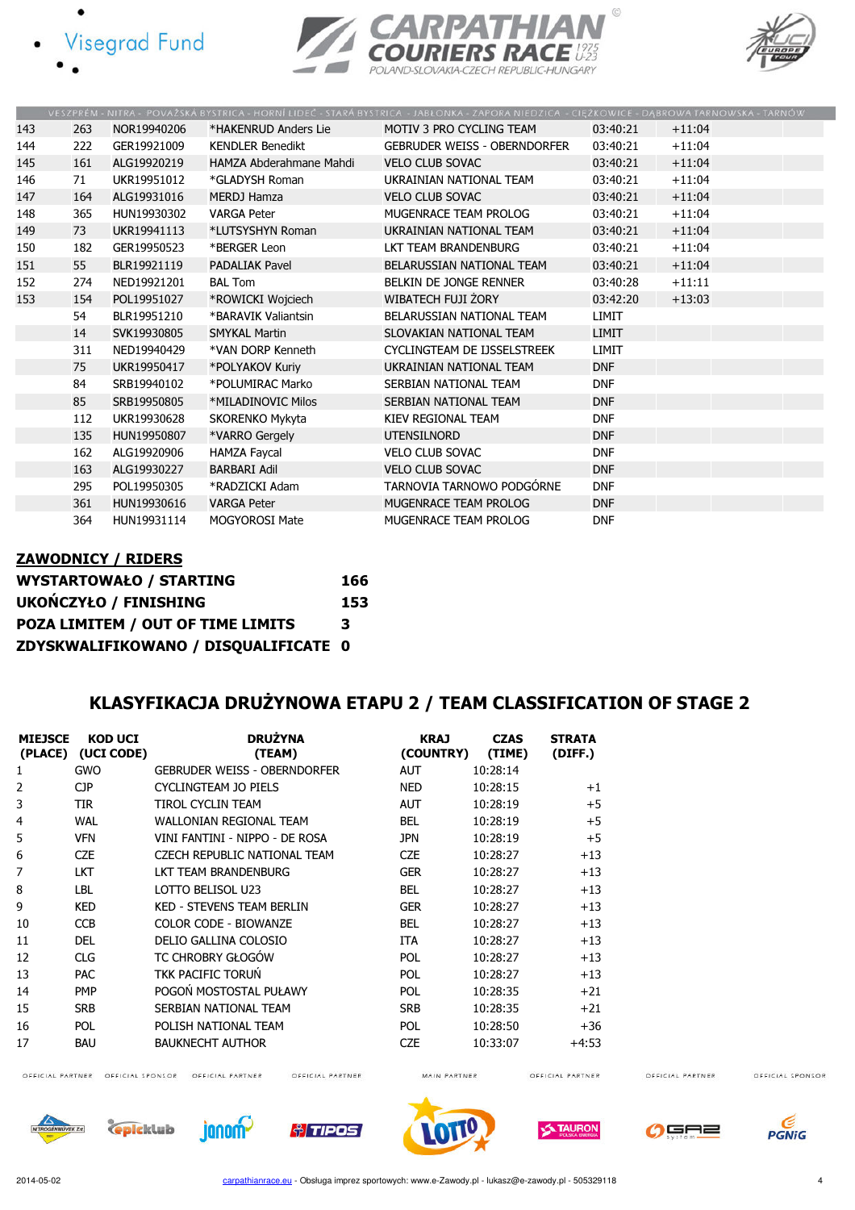VESZPRÉM - NITRA - POVAŽSKÁ BYSTRICA - HORNÍ LIDEČ - STARÁ BYSTRICA - JABŁONKA - ZAPORA NIEDZICA - CIĘŻKOWICE - DĄBROWA TARNOWSKA - TARNÓW

| | | | | | | |
|---|---|---|---|---|---|---|
| 143 | 263 | NOR19940206 | *HAKENRUD Anders Lie | MOTIV 3 PRO CYCLING TEAM | 03:40:21 | +11:04 |
| 144 | 222 | GER19921009 | KENDLER Benedikt | GEBRUDER WEISS - OBERNDORFER | 03:40:21 | +11:04 |
| 145 | 161 | ALG19920219 | HAMZA Abderahmane Mahdi | VELO CLUB SOVAC | 03:40:21 | +11:04 |
| 146 | 71 | UKR19951012 | *GLADYSH Roman | UKRAINIAN NATIONAL TEAM | 03:40:21 | +11:04 |
| 147 | 164 | ALG19931016 | MERDJ Hamza | VELO CLUB SOVAC | 03:40:21 | +11:04 |
| 148 | 365 | HUN19930302 | VARGA Peter | MUGENRACE TEAM PROLOG | 03:40:21 | +11:04 |
| 149 | 73 | UKR19941113 | *LUTSYSHYN Roman | UKRAINIAN NATIONAL TEAM | 03:40:21 | +11:04 |
| 150 | 182 | GER19950523 | *BERGER Leon | LKT TEAM BRANDENBURG | 03:40:21 | +11:04 |
| 151 | 55 | BLR19921119 | PADALIAK Pavel | BELARUSSIAN NATIONAL TEAM | 03:40:21 | +11:04 |
| 152 | 274 | NED19921201 | BAL Tom | BELKIN DE JONGE RENNER | 03:40:28 | +11:11 |
| 153 | 154 | POL19951027 | *ROWICKI Wojciech | WIBATECH FUJI ŻORY | 03:42:20 | +13:03 |
| | 54 | BLR19951210 | *BARAVIK Valiantsin | BELARUSSIAN NATIONAL TEAM | LIMIT | |
| | 14 | SVK19930805 | SMYKAL Martin | SLOVAKIAN NATIONAL TEAM | LIMIT | |
| | 311 | NED19940429 | *VAN DORP Kenneth | CYCLINGTEAM DE IJSSELSTREEK | LIMIT | |
| | 75 | UKR19950417 | *POLYAKOV Kuriy | UKRAINIAN NATIONAL TEAM | DNF | |
| | 84 | SRB19940102 | *POLUMIRAC Marko | SERBIAN NATIONAL TEAM | DNF | |
| | 85 | SRB19950805 | *MILADINOVIC Milos | SERBIAN NATIONAL TEAM | DNF | |
| | 112 | UKR19930628 | SKORENKO Mykyta | KIEV REGIONAL TEAM | DNF | |
| | 135 | HUN19950807 | *VARRO Gergely | UTENSILNORD | DNF | |
| | 162 | ALG19920906 | HAMZA Faycal | VELO CLUB SOVAC | DNF | |
| | 163 | ALG19930227 | BARBARI Adil | VELO CLUB SOVAC | DNF | |
| | 295 | POL19950305 | *RADZICKI Adam | TARNOVIA TARNOWO PODGÓRNE | DNF | |
| | 361 | HUN19930616 | VARGA Peter | MUGENRACE TEAM PROLOG | DNF | |
| | 364 | HUN19931114 | MOGYOROSI Mate | MUGENRACE TEAM PROLOG | DNF | |

**ZAWODNICY / RIDERS**

| | |
|---|---|
| **WYSTARTOWAŁO / STARTING** | **166** |
| **UKOŃCZYŁO / FINISHING** | **153** |
| **POZA LIMITEM / OUT OF TIME LIMITS** | **3** |
| **ZDYSKWALIFIKOWANO / DISQUALIFICATE** | **0** |

## KLASYFIKACJA DRUŻYNOWA ETAPU 2 / TEAM CLASSIFICATION OF STAGE 2

| MIEJSCE (PLACE) | KOD UCI (UCI CODE) | DRUŻYNA (TEAM) | KRAJ (COUNTRY) | CZAS (TIME) | STRATA (DIFF.) |
|---|---|---|---|---|---|
| 1 | GWO | GEBRUDER WEISS - OBERNDORFER | AUT | 10:28:14 | |
| 2 | CJP | CYCLINGTEAM JO PIELS | NED | 10:28:15 | +1 |
| 3 | TIR | TIROL CYCLIN TEAM | AUT | 10:28:19 | +5 |
| 4 | WAL | WALLONIAN REGIONAL TEAM | BEL | 10:28:19 | +5 |
| 5 | VFN | VINI FANTINI - NIPPO - DE ROSA | JPN | 10:28:19 | +5 |
| 6 | CZE | CZECH REPUBLIC NATIONAL TEAM | CZE | 10:28:27 | +13 |
| 7 | LKT | LKT TEAM BRANDENBURG | GER | 10:28:27 | +13 |
| 8 | LBL | LOTTO BELISOL U23 | BEL | 10:28:27 | +13 |
| 9 | KED | KED - STEVENS TEAM BERLIN | GER | 10:28:27 | +13 |
| 10 | CCB | COLOR CODE - BIOWANZE | BEL | 10:28:27 | +13 |
| 11 | DEL | DELIO GALLINA COLOSIO | ITA | 10:28:27 | +13 |
| 12 | CLG | TC CHROBRY GŁOGÓW | POL | 10:28:27 | +13 |
| 13 | PAC | TKK PACIFIC TORUŃ | POL | 10:28:27 | +13 |
| 14 | PMP | POGOŃ MOSTOSTAL PUŁAWY | POL | 10:28:35 | +21 |
| 15 | SRB | SERBIAN NATIONAL TEAM | SRB | 10:28:35 | +21 |
| 16 | POL | POLISH NATIONAL TEAM | POL | 10:28:50 | +36 |
| 17 | BAU | BAUKNECHT AUTHOR | CZE | 10:33:07 | +4:53 |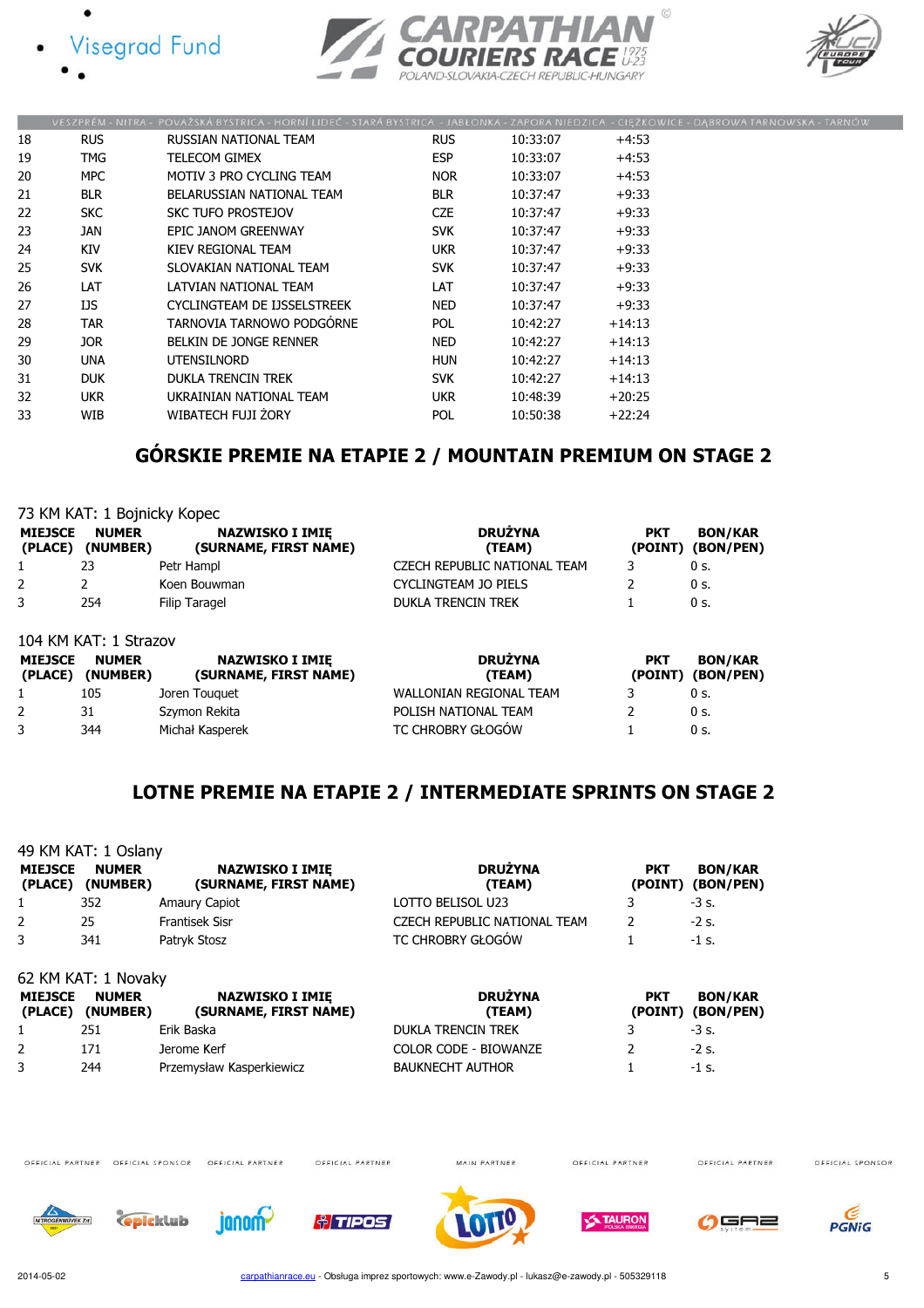| | | | | | |
|---|---|---|---|---|---|
| 18 | RUS | RUSSIAN NATIONAL TEAM | RUS | 10:33:07 | +4:53 |
| 19 | TMG | TELECOM GIMEX | ESP | 10:33:07 | +4:53 |
| 20 | MPC | MOTIV 3 PRO CYCLING TEAM | NOR | 10:33:07 | +4:53 |
| 21 | BLR | BELARUSSIAN NATIONAL TEAM | BLR | 10:37:47 | +9:33 |
| 22 | SKC | SKC TUFO PROSTEJOV | CZE | 10:37:47 | +9:33 |
| 23 | JAN | EPIC JANOM GREENWAY | SVK | 10:37:47 | +9:33 |
| 24 | KIV | KIEV REGIONAL TEAM | UKR | 10:37:47 | +9:33 |
| 25 | SVK | SLOVAKIAN NATIONAL TEAM | SVK | 10:37:47 | +9:33 |
| 26 | LAT | LATVIAN NATIONAL TEAM | LAT | 10:37:47 | +9:33 |
| 27 | IJS | CYCLINGTEAM DE IJSSELSTREEK | NED | 10:37:47 | +9:33 |
| 28 | TAR | TARNOVIA TARNOWO PODGÓRNE | POL | 10:42:27 | +14:13 |
| 29 | JOR | BELKIN DE JONGE RENNER | NED | 10:42:27 | +14:13 |
| 30 | UNA | UTENSILNORD | HUN | 10:42:27 | +14:13 |
| 31 | DUK | DUKLA TRENCIN TREK | SVK | 10:42:27 | +14:13 |
| 32 | UKR | UKRAINIAN NATIONAL TEAM | UKR | 10:48:39 | +20:25 |
| 33 | WIB | WIBATECH FUJI ŻORY | POL | 10:50:38 | +22:24 |

## GÓRSKIE PREMIE NA ETAPIE 2 / MOUNTAIN PREMIUM ON STAGE 2

73 KM KAT: 1 Bojnicky Kopec

| MIEJSCE (PLACE) | NUMER (NUMBER) | NAZWISKO I IMIĘ (SURNAME, FIRST NAME) | DRUŻYNA (TEAM) | PKT (POINT) | BON/KAR (BON/PEN) |
|---|---|---|---|---|---|
| 1 | 23 | Petr Hampl | CZECH REPUBLIC NATIONAL TEAM | 3 | 0 s. |
| 2 | 2 | Koen Bouwman | CYCLINGTEAM JO PIELS | 2 | 0 s. |
| 3 | 254 | Filip Taragel | DUKLA TRENCIN TREK | 1 | 0 s. |

104 KM KAT: 1 Strazov

| MIEJSCE (PLACE) | NUMER (NUMBER) | NAZWISKO I IMIĘ (SURNAME, FIRST NAME) | DRUŻYNA (TEAM) | PKT (POINT) | BON/KAR (BON/PEN) |
|---|---|---|---|---|---|
| 1 | 105 | Joren Touquet | WALLONIAN REGIONAL TEAM | 3 | 0 s. |
| 2 | 31 | Szymon Rekita | POLISH NATIONAL TEAM | 2 | 0 s. |
| 3 | 344 | Michał Kasperek | TC CHROBRY GŁOGÓW | 1 | 0 s. |

## LOTNE PREMIE NA ETAPIE 2 / INTERMEDIATE SPRINTS ON STAGE 2

49 KM KAT: 1 Oslany

| MIEJSCE (PLACE) | NUMER (NUMBER) | NAZWISKO I IMIĘ (SURNAME, FIRST NAME) | DRUŻYNA (TEAM) | PKT (POINT) | BON/KAR (BON/PEN) |
|---|---|---|---|---|---|
| 1 | 352 | Amaury Capiot | LOTTO BELISOL U23 | 3 | -3 s. |
| 2 | 25 | Frantisek Sisr | CZECH REPUBLIC NATIONAL TEAM | 2 | -2 s. |
| 3 | 341 | Patryk Stosz | TC CHROBRY GŁOGÓW | 1 | -1 s. |

62 KM KAT: 1 Novaky

| MIEJSCE (PLACE) | NUMER (NUMBER) | NAZWISKO I IMIĘ (SURNAME, FIRST NAME) | DRUŻYNA (TEAM) | PKT (POINT) | BON/KAR (BON/PEN) |
|---|---|---|---|---|---|
| 1 | 251 | Erik Baska | DUKLA TRENCIN TREK | 3 | -3 s. |
| 2 | 171 | Jerome Kerf | COLOR CODE - BIOWANZE | 2 | -2 s. |
| 3 | 244 | Przemysław Kasperkiewicz | BAUKNECHT AUTHOR | 1 | -1 s. |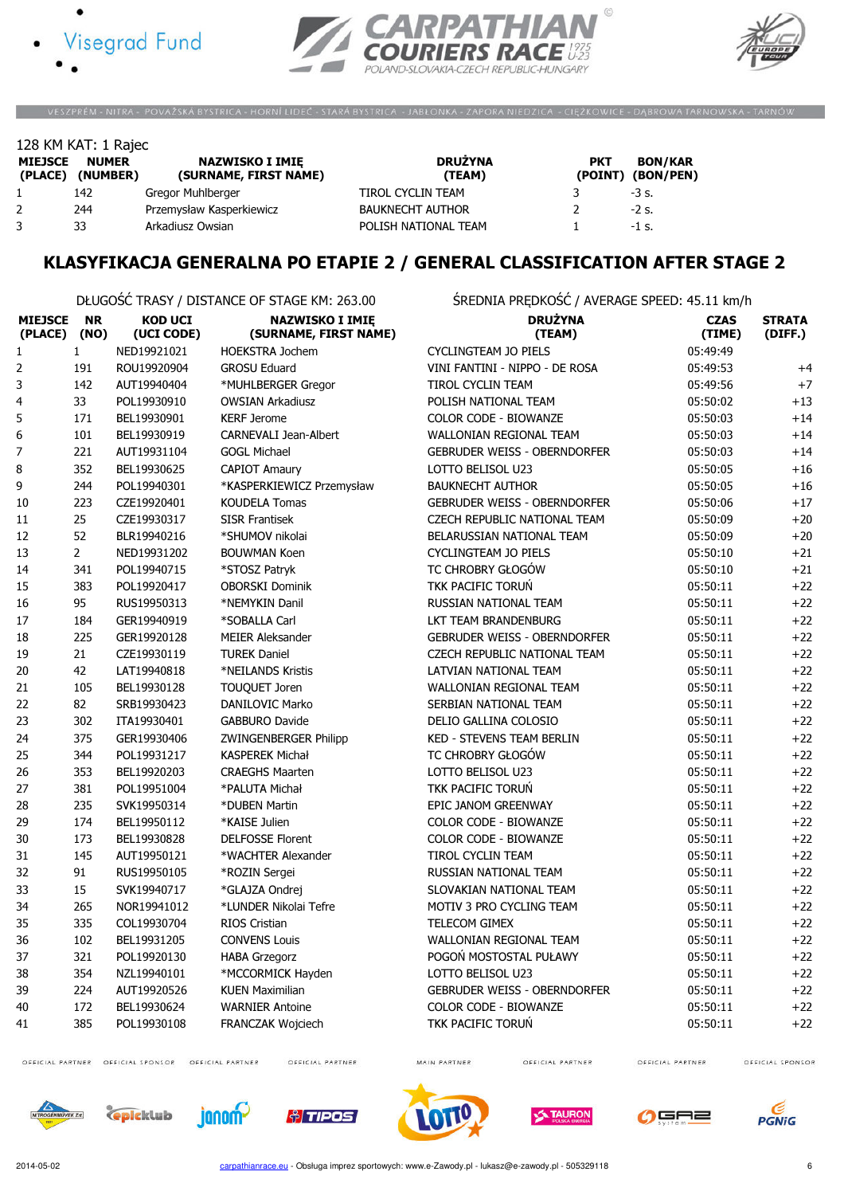128 KM KAT: 1 Rajec

| MIEJSCE (PLACE) | NUMER (NUMBER) | NAZWISKO I IMIĘ (SURNAME, FIRST NAME) | DRUŻYNA (TEAM) | PKT (POINT) | BON/KAR (BON/PEN) |
|---|---|---|---|---|---|
| 1 | 142 | Gregor Muhlberger | TIROL CYCLIN TEAM | 3 | -3 s. |
| 2 | 244 | Przemysław Kasperkiewicz | BAUKNECHT AUTHOR | 2 | -2 s. |
| 3 | 33 | Arkadiusz Owsian | POLISH NATIONAL TEAM | 1 | -1 s. |

## KLASYFIKACJA GENERALNA PO ETAPIE 2 / GENERAL CLASSIFICATION AFTER STAGE 2

DŁUGOŚĆ TRASY / DISTANCE OF STAGE KM: 263.00

ŚREDNIA PRĘDKOŚĆ / AVERAGE SPEED: 45.11 km/h

| MIEJSCE (PLACE) | NR (NO) | KOD UCI (UCI CODE) | NAZWISKO I IMIĘ (SURNAME, FIRST NAME) | DRUŻYNA (TEAM) | CZAS (TIME) | STRATA (DIFF.) |
|---|---|---|---|---|---|---|
| 1 | 1 | NED19921021 | HOEKSTRA Jochem | CYCLINGTEAM JO PIELS | 05:49:49 | |
| 2 | 191 | ROU19920904 | GROSU Eduard | VINI FANTINI - NIPPO - DE ROSA | 05:49:53 | +4 |
| 3 | 142 | AUT19940404 | *MUHLBERGER Gregor | TIROL CYCLIN TEAM | 05:49:56 | +7 |
| 4 | 33 | POL19930910 | OWSIAN Arkadiusz | POLISH NATIONAL TEAM | 05:50:02 | +13 |
| 5 | 171 | BEL19930901 | KERF Jerome | COLOR CODE - BIOWANZE | 05:50:03 | +14 |
| 6 | 101 | BEL19930919 | CARNEVALI Jean-Albert | WALLONIAN REGIONAL TEAM | 05:50:03 | +14 |
| 7 | 221 | AUT19931104 | GOGL Michael | GEBRUDER WEISS - OBERNDORFER | 05:50:03 | +14 |
| 8 | 352 | BEL19930625 | CAPIOT Amaury | LOTTO BELISOL U23 | 05:50:05 | +16 |
| 9 | 244 | POL19940301 | *KASPERKIEWICZ Przemysław | BAUKNECHT AUTHOR | 05:50:05 | +16 |
| 10 | 223 | CZE19920401 | KOUDELA Tomas | GEBRUDER WEISS - OBERNDORFER | 05:50:06 | +17 |
| 11 | 25 | CZE19930317 | SISR Frantisek | CZECH REPUBLIC NATIONAL TEAM | 05:50:09 | +20 |
| 12 | 52 | BLR19940216 | *SHUMOV nikolai | BELARUSSIAN NATIONAL TEAM | 05:50:09 | +20 |
| 13 | 2 | NED19931202 | BOUWMAN Koen | CYCLINGTEAM JO PIELS | 05:50:10 | +21 |
| 14 | 341 | POL19940715 | *STOSZ Patryk | TC CHROBRY GŁOGÓW | 05:50:10 | +21 |
| 15 | 383 | POL19920417 | OBORSKI Dominik | TKK PACIFIC TORUŃ | 05:50:11 | +22 |
| 16 | 95 | RUS19950313 | *NEMYKIN Danil | RUSSIAN NATIONAL TEAM | 05:50:11 | +22 |
| 17 | 184 | GER19940919 | *SOBALLA Carl | LKT TEAM BRANDENBURG | 05:50:11 | +22 |
| 18 | 225 | GER19920128 | MEIER Aleksander | GEBRUDER WEISS - OBERNDORFER | 05:50:11 | +22 |
| 19 | 21 | CZE19930119 | TUREK Daniel | CZECH REPUBLIC NATIONAL TEAM | 05:50:11 | +22 |
| 20 | 42 | LAT19940818 | *NEILANDS Kristis | LATVIAN NATIONAL TEAM | 05:50:11 | +22 |
| 21 | 105 | BEL19930128 | TOUQUET Joren | WALLONIAN REGIONAL TEAM | 05:50:11 | +22 |
| 22 | 82 | SRB19930423 | DANILOVIC Marko | SERBIAN NATIONAL TEAM | 05:50:11 | +22 |
| 23 | 302 | ITA19930401 | GABBURO Davide | DELIO GALLINA COLOSIO | 05:50:11 | +22 |
| 24 | 375 | GER19930406 | ZWINGENBERGER Philipp | KED - STEVENS TEAM BERLIN | 05:50:11 | +22 |
| 25 | 344 | POL19931217 | KASPEREK Michał | TC CHROBRY GŁOGÓW | 05:50:11 | +22 |
| 26 | 353 | BEL19920203 | CRAEGHS Maarten | LOTTO BELISOL U23 | 05:50:11 | +22 |
| 27 | 381 | POL19951004 | *PALUTA Michał | TKK PACIFIC TORUŃ | 05:50:11 | +22 |
| 28 | 235 | SVK19950314 | *DUBEN Martin | EPIC JANOM GREENWAY | 05:50:11 | +22 |
| 29 | 174 | BEL19950112 | *KAISE Julien | COLOR CODE - BIOWANZE | 05:50:11 | +22 |
| 30 | 173 | BEL19930828 | DELFOSSE Florent | COLOR CODE - BIOWANZE | 05:50:11 | +22 |
| 31 | 145 | AUT19950121 | *WACHTER Alexander | TIROL CYCLIN TEAM | 05:50:11 | +22 |
| 32 | 91 | RUS19950105 | *ROZIN Sergei | RUSSIAN NATIONAL TEAM | 05:50:11 | +22 |
| 33 | 15 | SVK19940717 | *GLAJZA Ondrej | SLOVAKIAN NATIONAL TEAM | 05:50:11 | +22 |
| 34 | 265 | NOR19941012 | *LUNDER Nikolai Tefre | MOTIV 3 PRO CYCLING TEAM | 05:50:11 | +22 |
| 35 | 335 | COL19930704 | RIOS Cristian | TELECOM GIMEX | 05:50:11 | +22 |
| 36 | 102 | BEL19931205 | CONVENS Louis | WALLONIAN REGIONAL TEAM | 05:50:11 | +22 |
| 37 | 321 | POL19920130 | HABA Grzegorz | POGOŃ MOSTOSTAL PUŁAWY | 05:50:11 | +22 |
| 38 | 354 | NZL19940101 | *MCCORMICK Hayden | LOTTO BELISOL U23 | 05:50:11 | +22 |
| 39 | 224 | AUT19920526 | KUEN Maximilian | GEBRUDER WEISS - OBERNDORFER | 05:50:11 | +22 |
| 40 | 172 | BEL19930624 | WARNIER Antoine | COLOR CODE - BIOWANZE | 05:50:11 | +22 |
| 41 | 385 | POL19930108 | FRANCZAK Wojciech | TKK PACIFIC TORUŃ | 05:50:11 | +22 |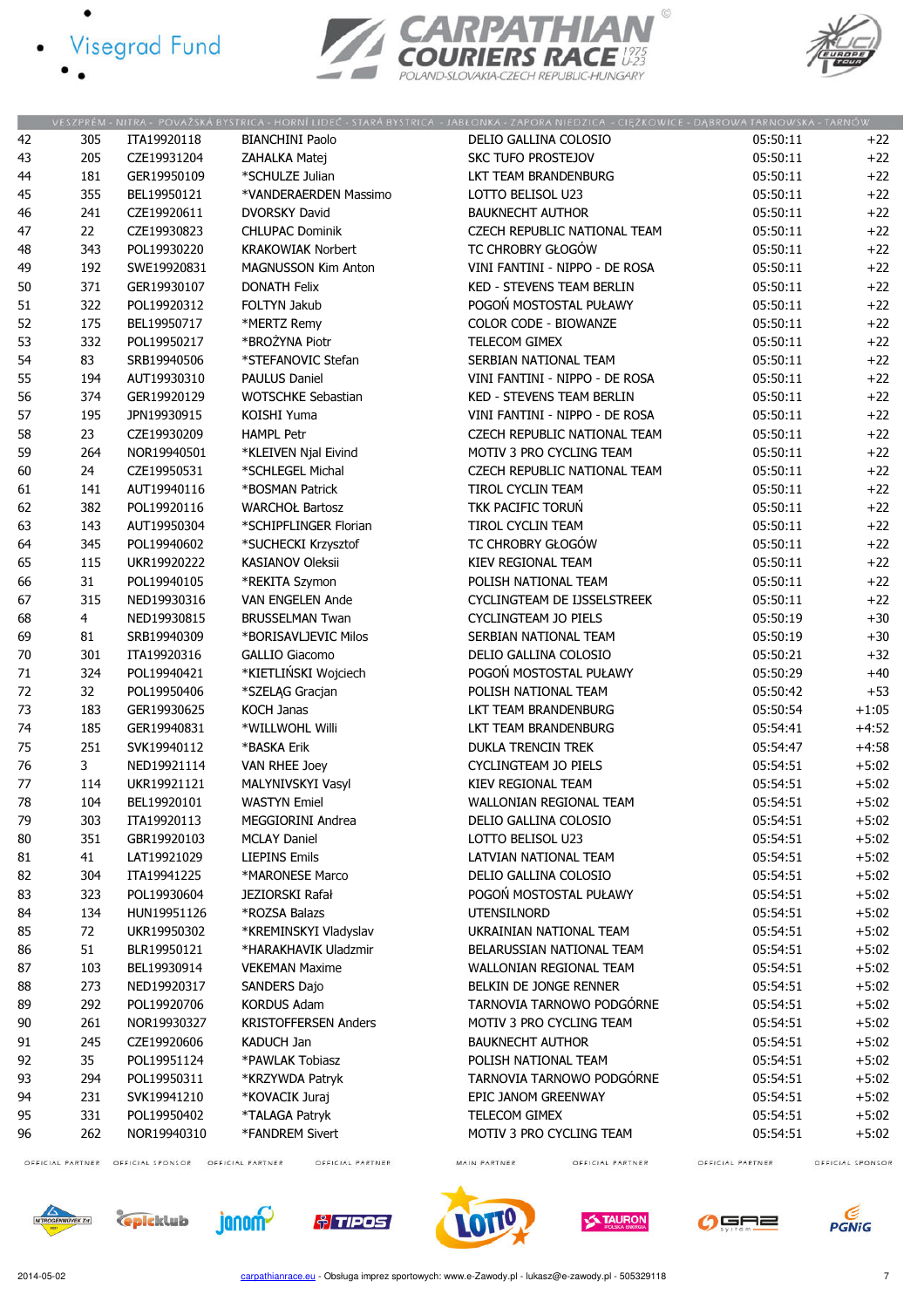| 42 | 305 | ITA19920118 | BIANCHINI Paolo | DELIO GALLINA COLOSIO | 05:50:11 | +22 |
|---|---|---|---|---|---|---|
| 43 | 205 | CZE19931204 | ZAHALKA Matej | SKC TUFO PROSTEJOV | 05:50:11 | +22 |
| 44 | 181 | GER19950109 | *SCHULZE Julian | LKT TEAM BRANDENBURG | 05:50:11 | +22 |
| 45 | 355 | BEL19950121 | *VANDERAERDEN Massimo | LOTTO BELISOL U23 | 05:50:11 | +22 |
| 46 | 241 | CZE19920611 | DVORSKY David | BAUKNECHT AUTHOR | 05:50:11 | +22 |
| 47 | 22 | CZE19930823 | CHLUPAC Dominik | CZECH REPUBLIC NATIONAL TEAM | 05:50:11 | +22 |
| 48 | 343 | POL19930220 | KRAKOWIAK Norbert | TC CHROBRY GŁOGÓW | 05:50:11 | +22 |
| 49 | 192 | SWE19920831 | MAGNUSSON Kim Anton | VINI FANTINI - NIPPO - DE ROSA | 05:50:11 | +22 |
| 50 | 371 | GER19930107 | DONATH Felix | KED - STEVENS TEAM BERLIN | 05:50:11 | +22 |
| 51 | 322 | POL19920312 | FOLTYN Jakub | POGOŃ MOSTOSTAL PUŁAWY | 05:50:11 | +22 |
| 52 | 175 | BEL19950717 | *MERTZ Remy | COLOR CODE - BIOWANZE | 05:50:11 | +22 |
| 53 | 332 | POL19950217 | *BROŻYNA Piotr | TELECOM GIMEX | 05:50:11 | +22 |
| 54 | 83 | SRB19940506 | *STEFANOVIC Stefan | SERBIAN NATIONAL TEAM | 05:50:11 | +22 |
| 55 | 194 | AUT19930310 | PAULUS Daniel | VINI FANTINI - NIPPO - DE ROSA | 05:50:11 | +22 |
| 56 | 374 | GER19920129 | WOTSCHKE Sebastian | KED - STEVENS TEAM BERLIN | 05:50:11 | +22 |
| 57 | 195 | JPN19930915 | KOISHI Yuma | VINI FANTINI - NIPPO - DE ROSA | 05:50:11 | +22 |
| 58 | 23 | CZE19930209 | HAMPL Petr | CZECH REPUBLIC NATIONAL TEAM | 05:50:11 | +22 |
| 59 | 264 | NOR19940501 | *KLEIVEN Njal Eivind | MOTIV 3 PRO CYCLING TEAM | 05:50:11 | +22 |
| 60 | 24 | CZE19950531 | *SCHLEGEL Michal | CZECH REPUBLIC NATIONAL TEAM | 05:50:11 | +22 |
| 61 | 141 | AUT19940116 | *BOSMAN Patrick | TIROL CYCLIN TEAM | 05:50:11 | +22 |
| 62 | 382 | POL19920116 | WARCHOŁ Bartosz | TKK PACIFIC TORUŃ | 05:50:11 | +22 |
| 63 | 143 | AUT19950304 | *SCHIPFLINGER Florian | TIROL CYCLIN TEAM | 05:50:11 | +22 |
| 64 | 345 | POL19940602 | *SUCHECKI Krzysztof | TC CHROBRY GŁOGÓW | 05:50:11 | +22 |
| 65 | 115 | UKR19920222 | KASIANOV Oleksii | KIEV REGIONAL TEAM | 05:50:11 | +22 |
| 66 | 31 | POL19940105 | *REKITA Szymon | POLISH NATIONAL TEAM | 05:50:11 | +22 |
| 67 | 315 | NED19930316 | VAN ENGELEN Ande | CYCLINGTEAM DE IJSSELSTREEK | 05:50:11 | +22 |
| 68 | 4 | NED19930815 | BRUSSELMAN Twan | CYCLINGTEAM JO PIELS | 05:50:19 | +30 |
| 69 | 81 | SRB19940309 | *BORISAVLJEVIC Milos | SERBIAN NATIONAL TEAM | 05:50:19 | +30 |
| 70 | 301 | ITA19920316 | GALLIO Giacomo | DELIO GALLINA COLOSIO | 05:50:21 | +32 |
| 71 | 324 | POL19940421 | *KIETLIŃSKI Wojciech | POGOŃ MOSTOSTAL PUŁAWY | 05:50:29 | +40 |
| 72 | 32 | POL19950406 | *SZELĄG Gracjan | POLISH NATIONAL TEAM | 05:50:42 | +53 |
| 73 | 183 | GER19930625 | KOCH Janas | LKT TEAM BRANDENBURG | 05:50:54 | +1:05 |
| 74 | 185 | GER19940831 | *WILLWOHL Willi | LKT TEAM BRANDENBURG | 05:54:41 | +4:52 |
| 75 | 251 | SVK19940112 | *BASKA Erik | DUKLA TRENCIN TREK | 05:54:47 | +4:58 |
| 76 | 3 | NED19921114 | VAN RHEE Joey | CYCLINGTEAM JO PIELS | 05:54:51 | +5:02 |
| 77 | 114 | UKR19921121 | MALYNIVSKYI Vasyl | KIEV REGIONAL TEAM | 05:54:51 | +5:02 |
| 78 | 104 | BEL19920101 | WASTYN Emiel | WALLONIAN REGIONAL TEAM | 05:54:51 | +5:02 |
| 79 | 303 | ITA19920113 | MEGGIORINI Andrea | DELIO GALLINA COLOSIO | 05:54:51 | +5:02 |
| 80 | 351 | GBR19920103 | MCLAY Daniel | LOTTO BELISOL U23 | 05:54:51 | +5:02 |
| 81 | 41 | LAT19921029 | LIEPINS Emils | LATVIAN NATIONAL TEAM | 05:54:51 | +5:02 |
| 82 | 304 | ITA19941225 | *MARONESE Marco | DELIO GALLINA COLOSIO | 05:54:51 | +5:02 |
| 83 | 323 | POL19930604 | JEZIORSKI Rafał | POGOŃ MOSTOSTAL PUŁAWY | 05:54:51 | +5:02 |
| 84 | 134 | HUN19951126 | *ROZSA Balazs | UTENSILNORD | 05:54:51 | +5:02 |
| 85 | 72 | UKR19950302 | *KREMINSKYI Vladyslav | UKRAINIAN NATIONAL TEAM | 05:54:51 | +5:02 |
| 86 | 51 | BLR19950121 | *HARAKHAVIK Uladzmir | BELARUSSIAN NATIONAL TEAM | 05:54:51 | +5:02 |
| 87 | 103 | BEL19930914 | VEKEMAN Maxime | WALLONIAN REGIONAL TEAM | 05:54:51 | +5:02 |
| 88 | 273 | NED19920317 | SANDERS Dajo | BELKIN DE JONGE RENNER | 05:54:51 | +5:02 |
| 89 | 292 | POL19920706 | KORDUS Adam | TARNOVIA TARNOWO PODGÓRNE | 05:54:51 | +5:02 |
| 90 | 261 | NOR19930327 | KRISTOFFERSEN Anders | MOTIV 3 PRO CYCLING TEAM | 05:54:51 | +5:02 |
| 91 | 245 | CZE19920606 | KADUCH Jan | BAUKNECHT AUTHOR | 05:54:51 | +5:02 |
| 92 | 35 | POL19951124 | *PAWLAK Tobiasz | POLISH NATIONAL TEAM | 05:54:51 | +5:02 |
| 93 | 294 | POL19950311 | *KRZYWDA Patryk | TARNOVIA TARNOWO PODGÓRNE | 05:54:51 | +5:02 |
| 94 | 231 | SVK19941210 | *KOVACIK Juraj | EPIC JANOM GREENWAY | 05:54:51 | +5:02 |
| 95 | 331 | POL19950402 | *TALAGA Patryk | TELECOM GIMEX | 05:54:51 | +5:02 |
| 96 | 262 | NOR19940310 | *FANDREM Sivert | MOTIV 3 PRO CYCLING TEAM | 05:54:51 | +5:02 |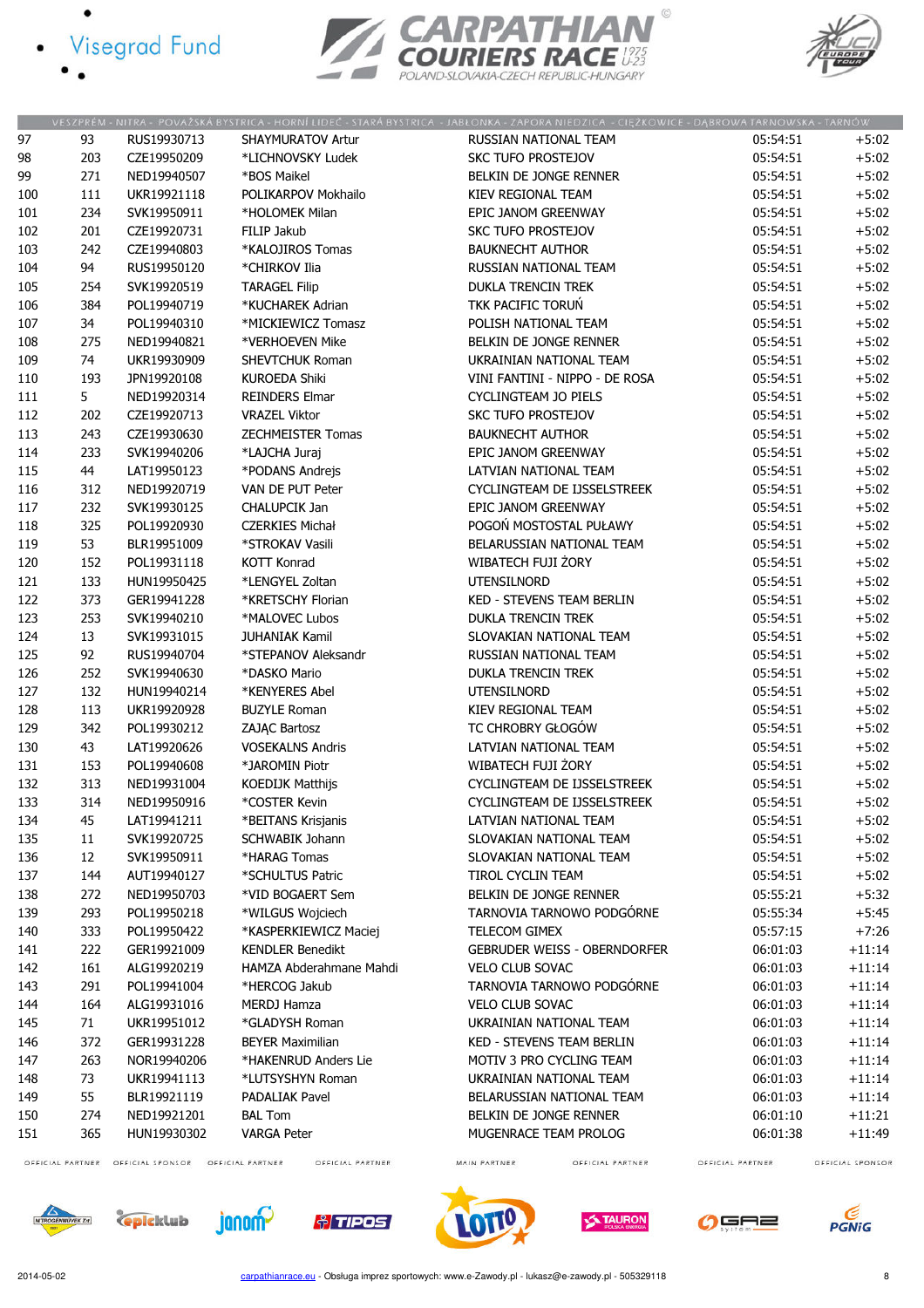VESZPRÉM - NITRA - POVAŽSKÁ BYSTRICA - HORNÍ LIDEČ - STARÁ BYSTRICA - JABŁONKA - ZAPORA NIEDZICA - CIĘŻKOWICE - DĄBROWA TARNOWSKA - TARNÓW

| | | | | | | |
|---|---|---|---|---|---|---|
| 97 | 93 | RUS19930713 | SHAYMURATOV Artur | RUSSIAN NATIONAL TEAM | 05:54:51 | +5:02 |
| 98 | 203 | CZE19950209 | *LICHNOVSKY Ludek | SKC TUFO PROSTEJOV | 05:54:51 | +5:02 |
| 99 | 271 | NED19940507 | *BOS Maikel | BELKIN DE JONGE RENNER | 05:54:51 | +5:02 |
| 100 | 111 | UKR19921118 | POLIKARPOV Mokhailo | KIEV REGIONAL TEAM | 05:54:51 | +5:02 |
| 101 | 234 | SVK19950911 | *HOLOMEK Milan | EPIC JANOM GREENWAY | 05:54:51 | +5:02 |
| 102 | 201 | CZE19920731 | FILIP Jakub | SKC TUFO PROSTEJOV | 05:54:51 | +5:02 |
| 103 | 242 | CZE19940803 | *KALOJIROS Tomas | BAUKNECHT AUTHOR | 05:54:51 | +5:02 |
| 104 | 94 | RUS19950120 | *CHIRKOV Ilia | RUSSIAN NATIONAL TEAM | 05:54:51 | +5:02 |
| 105 | 254 | SVK19920519 | TARAGEL Filip | DUKLA TRENCIN TREK | 05:54:51 | +5:02 |
| 106 | 384 | POL19940719 | *KUCHAREK Adrian | TKK PACIFIC TORUŃ | 05:54:51 | +5:02 |
| 107 | 34 | POL19940310 | *MICKIEWICZ Tomasz | POLISH NATIONAL TEAM | 05:54:51 | +5:02 |
| 108 | 275 | NED19940821 | *VERHOEVEN Mike | BELKIN DE JONGE RENNER | 05:54:51 | +5:02 |
| 109 | 74 | UKR19930909 | SHEVTCHUK Roman | UKRAINIAN NATIONAL TEAM | 05:54:51 | +5:02 |
| 110 | 193 | JPN19920108 | KUROEDA Shiki | VINI FANTINI - NIPPO - DE ROSA | 05:54:51 | +5:02 |
| 111 | 5 | NED19920314 | REINDERS Elmar | CYCLINGTEAM JO PIELS | 05:54:51 | +5:02 |
| 112 | 202 | CZE19920713 | VRAZEL Viktor | SKC TUFO PROSTEJOV | 05:54:51 | +5:02 |
| 113 | 243 | CZE19930630 | ZECHMEISTER Tomas | BAUKNECHT AUTHOR | 05:54:51 | +5:02 |
| 114 | 233 | SVK19940206 | *LAJCHA Juraj | EPIC JANOM GREENWAY | 05:54:51 | +5:02 |
| 115 | 44 | LAT19950123 | *PODANS Andrejs | LATVIAN NATIONAL TEAM | 05:54:51 | +5:02 |
| 116 | 312 | NED19920719 | VAN DE PUT Peter | CYCLINGTEAM DE IJSSELSTREEK | 05:54:51 | +5:02 |
| 117 | 232 | SVK19930125 | CHALUPCIK Jan | EPIC JANOM GREENWAY | 05:54:51 | +5:02 |
| 118 | 325 | POL19920930 | CZERKIES Michał | POGOŃ MOSTOSTAL PUŁAWY | 05:54:51 | +5:02 |
| 119 | 53 | BLR19951009 | *STROKAV Vasili | BELARUSSIAN NATIONAL TEAM | 05:54:51 | +5:02 |
| 120 | 152 | POL19931118 | KOTT Konrad | WIBATECH FUJI ŻORY | 05:54:51 | +5:02 |
| 121 | 133 | HUN19950425 | *LENGYEL Zoltan | UTENSILNORD | 05:54:51 | +5:02 |
| 122 | 373 | GER19941228 | *KRETSCHY Florian | KED - STEVENS TEAM BERLIN | 05:54:51 | +5:02 |
| 123 | 253 | SVK19940210 | *MALOVEC Lubos | DUKLA TRENCIN TREK | 05:54:51 | +5:02 |
| 124 | 13 | SVK19931015 | JUHANIAK Kamil | SLOVAKIAN NATIONAL TEAM | 05:54:51 | +5:02 |
| 125 | 92 | RUS19940704 | *STEPANOV Aleksandr | RUSSIAN NATIONAL TEAM | 05:54:51 | +5:02 |
| 126 | 252 | SVK19940630 | *DASKO Mario | DUKLA TRENCIN TREK | 05:54:51 | +5:02 |
| 127 | 132 | HUN19940214 | *KENYERES Abel | UTENSILNORD | 05:54:51 | +5:02 |
| 128 | 113 | UKR19920928 | BUZYLE Roman | KIEV REGIONAL TEAM | 05:54:51 | +5:02 |
| 129 | 342 | POL19930212 | ZAJĄC Bartosz | TC CHROBRY GŁOGÓW | 05:54:51 | +5:02 |
| 130 | 43 | LAT19920626 | VOSEKALNS Andris | LATVIAN NATIONAL TEAM | 05:54:51 | +5:02 |
| 131 | 153 | POL19940608 | *JAROMIN Piotr | WIBATECH FUJI ŻORY | 05:54:51 | +5:02 |
| 132 | 313 | NED19931004 | KOEDIJK Matthijs | CYCLINGTEAM DE IJSSELSTREEK | 05:54:51 | +5:02 |
| 133 | 314 | NED19950916 | *COSTER Kevin | CYCLINGTEAM DE IJSSELSTREEK | 05:54:51 | +5:02 |
| 134 | 45 | LAT19941211 | *BEITANS Krisjanis | LATVIAN NATIONAL TEAM | 05:54:51 | +5:02 |
| 135 | 11 | SVK19920725 | SCHWABIK Johann | SLOVAKIAN NATIONAL TEAM | 05:54:51 | +5:02 |
| 136 | 12 | SVK19950911 | *HARAG Tomas | SLOVAKIAN NATIONAL TEAM | 05:54:51 | +5:02 |
| 137 | 144 | AUT19940127 | *SCHULTUS Patric | TIROL CYCLIN TEAM | 05:54:51 | +5:02 |
| 138 | 272 | NED19950703 | *VID BOGAERT Sem | BELKIN DE JONGE RENNER | 05:55:21 | +5:32 |
| 139 | 293 | POL19950218 | *WILGUS Wojciech | TARNOVIA TARNOWO PODGÓRNE | 05:55:34 | +5:45 |
| 140 | 333 | POL19950422 | *KASPERKIEWICZ Maciej | TELECOM GIMEX | 05:57:15 | +7:26 |
| 141 | 222 | GER19921009 | KENDLER Benedikt | GEBRUDER WEISS - OBERNDORFER | 06:01:03 | +11:14 |
| 142 | 161 | ALG19920219 | HAMZA Abderahmane Mahdi | VELO CLUB SOVAC | 06:01:03 | +11:14 |
| 143 | 291 | POL19941004 | *HERCOG Jakub | TARNOVIA TARNOWO PODGÓRNE | 06:01:03 | +11:14 |
| 144 | 164 | ALG19931016 | MERDJ Hamza | VELO CLUB SOVAC | 06:01:03 | +11:14 |
| 145 | 71 | UKR19951012 | *GLADYSH Roman | UKRAINIAN NATIONAL TEAM | 06:01:03 | +11:14 |
| 146 | 372 | GER19931228 | BEYER Maximilian | KED - STEVENS TEAM BERLIN | 06:01:03 | +11:14 |
| 147 | 263 | NOR19940206 | *HAKENRUD Anders Lie | MOTIV 3 PRO CYCLING TEAM | 06:01:03 | +11:14 |
| 148 | 73 | UKR19941113 | *LUTSYSHYN Roman | UKRAINIAN NATIONAL TEAM | 06:01:03 | +11:14 |
| 149 | 55 | BLR19921119 | PADALIAK Pavel | BELARUSSIAN NATIONAL TEAM | 06:01:03 | +11:14 |
| 150 | 274 | NED19921201 | BAL Tom | BELKIN DE JONGE RENNER | 06:01:10 | +11:21 |
| 151 | 365 | HUN19930302 | VARGA Peter | MUGENRACE TEAM PROLOG | 06:01:38 | +11:49 |

2014-05-02 carpathianrace.eu - Obsługa imprez sportowych: www.e-Zawody.pl - lukasz@e-zawody.pl - 505329118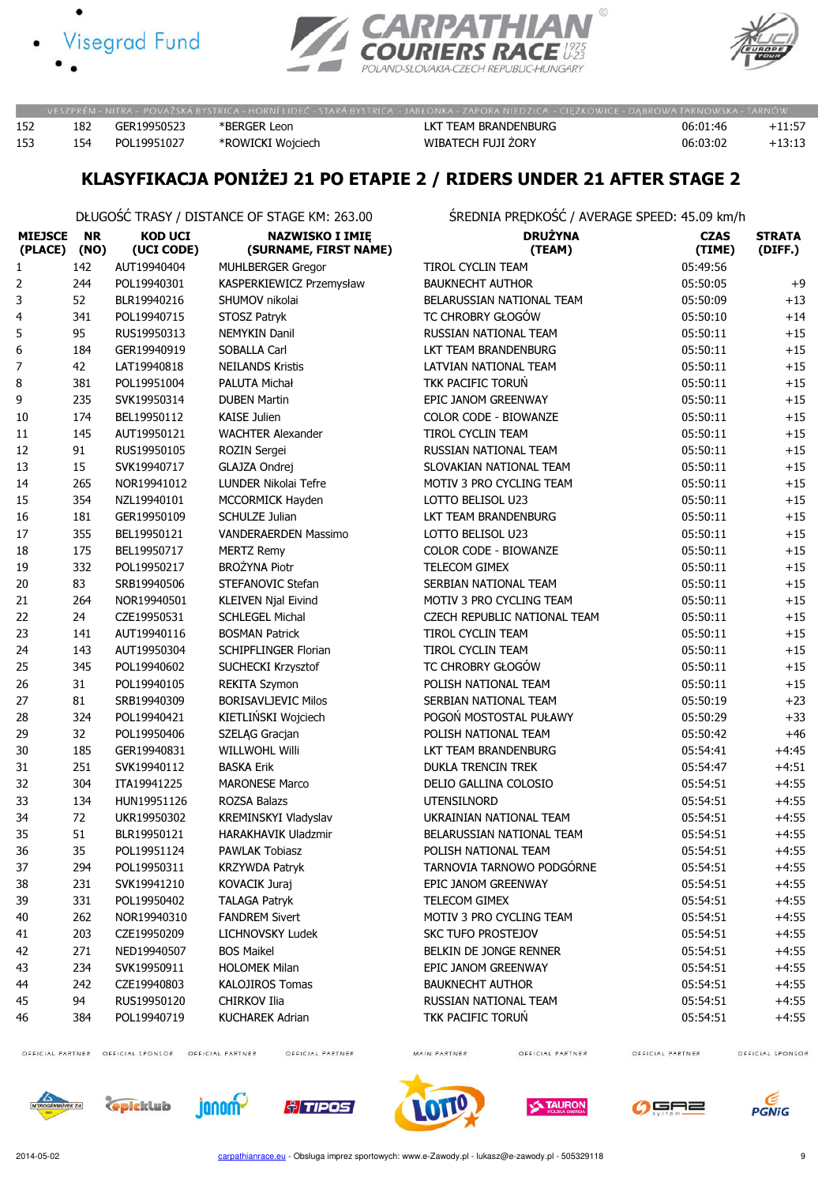| | | | | | | |
|---|---|---|---|---|---|---|
| 152 | 182 | GER19950523 | *BERGER Leon | LKT TEAM BRANDENBURG | 06:01:46 | +11:57 |
| 153 | 154 | POL19951027 | *ROWICKI Wojciech | WIBATECH FUJI ŻORY | 06:03:02 | +13:13 |

## KLASYFIKACJA PONIŻEJ 21 PO ETAPIE 2 / RIDERS UNDER 21 AFTER STAGE 2

DŁUGOŚĆ TRASY / DISTANCE OF STAGE KM: 263.00

ŚREDNIA PRĘDKOŚĆ / AVERAGE SPEED: 45.09 km/h

| MIEJSCE (PLACE) | NR (NO) | KOD UCI (UCI CODE) | NAZWISKO I IMIĘ (SURNAME, FIRST NAME) | DRUŻYNA (TEAM) | CZAS (TIME) | STRATA (DIFF.) |
|---|---|---|---|---|---|---|
| 1 | 142 | AUT19940404 | MUHLBERGER Gregor | TIROL CYCLIN TEAM | 05:49:56 | |
| 2 | 244 | POL19940301 | KASPERKIEWICZ Przemysław | BAUKNECHT AUTHOR | 05:50:05 | +9 |
| 3 | 52 | BLR19940216 | SHUMOV nikolai | BELARUSSIAN NATIONAL TEAM | 05:50:09 | +13 |
| 4 | 341 | POL19940715 | STOSZ Patryk | TC CHROBRY GŁOGÓW | 05:50:10 | +14 |
| 5 | 95 | RUS19950313 | NEMYKIN Danil | RUSSIAN NATIONAL TEAM | 05:50:11 | +15 |
| 6 | 184 | GER19940919 | SOBALLA Carl | LKT TEAM BRANDENBURG | 05:50:11 | +15 |
| 7 | 42 | LAT19940818 | NEILANDS Kristis | LATVIAN NATIONAL TEAM | 05:50:11 | +15 |
| 8 | 381 | POL19951004 | PALUTA Michał | TKK PACIFIC TORUŃ | 05:50:11 | +15 |
| 9 | 235 | SVK19950314 | DUBEN Martin | EPIC JANOM GREENWAY | 05:50:11 | +15 |
| 10 | 174 | BEL19950112 | KAISE Julien | COLOR CODE - BIOWANZE | 05:50:11 | +15 |
| 11 | 145 | AUT19950121 | WACHTER Alexander | TIROL CYCLIN TEAM | 05:50:11 | +15 |
| 12 | 91 | RUS19950105 | ROZIN Sergei | RUSSIAN NATIONAL TEAM | 05:50:11 | +15 |
| 13 | 15 | SVK19940717 | GLAJZA Ondrej | SLOVAKIAN NATIONAL TEAM | 05:50:11 | +15 |
| 14 | 265 | NOR19941012 | LUNDER Nikolai Tefre | MOTIV 3 PRO CYCLING TEAM | 05:50:11 | +15 |
| 15 | 354 | NZL19940101 | MCCORMICK Hayden | LOTTO BELISOL U23 | 05:50:11 | +15 |
| 16 | 181 | GER19950109 | SCHULZE Julian | LKT TEAM BRANDENBURG | 05:50:11 | +15 |
| 17 | 355 | BEL19950121 | VANDERAERDEN Massimo | LOTTO BELISOL U23 | 05:50:11 | +15 |
| 18 | 175 | BEL19950717 | MERTZ Remy | COLOR CODE - BIOWANZE | 05:50:11 | +15 |
| 19 | 332 | POL19950217 | BROŻYNA Piotr | TELECOM GIMEX | 05:50:11 | +15 |
| 20 | 83 | SRB19940506 | STEFANOVIC Stefan | SERBIAN NATIONAL TEAM | 05:50:11 | +15 |
| 21 | 264 | NOR19940501 | KLEIVEN Njal Eivind | MOTIV 3 PRO CYCLING TEAM | 05:50:11 | +15 |
| 22 | 24 | CZE19950531 | SCHLEGEL Michal | CZECH REPUBLIC NATIONAL TEAM | 05:50:11 | +15 |
| 23 | 141 | AUT19940116 | BOSMAN Patrick | TIROL CYCLIN TEAM | 05:50:11 | +15 |
| 24 | 143 | AUT19950304 | SCHIPFLINGER Florian | TIROL CYCLIN TEAM | 05:50:11 | +15 |
| 25 | 345 | POL19940602 | SUCHECKI Krzysztof | TC CHROBRY GŁOGÓW | 05:50:11 | +15 |
| 26 | 31 | POL19940105 | REKITA Szymon | POLISH NATIONAL TEAM | 05:50:11 | +15 |
| 27 | 81 | SRB19940309 | BORISAVLJEVIC Milos | SERBIAN NATIONAL TEAM | 05:50:19 | +23 |
| 28 | 324 | POL19940421 | KIETLIŃSKI Wojciech | POGOŃ MOSTOSTAL PUŁAWY | 05:50:29 | +33 |
| 29 | 32 | POL19950406 | SZELĄG Gracjan | POLISH NATIONAL TEAM | 05:50:42 | +46 |
| 30 | 185 | GER19940831 | WILLWOHL Willi | LKT TEAM BRANDENBURG | 05:54:41 | +4:45 |
| 31 | 251 | SVK19940112 | BASKA Erik | DUKLA TRENCIN TREK | 05:54:47 | +4:51 |
| 32 | 304 | ITA19941225 | MARONESE Marco | DELIO GALLINA COLOSIO | 05:54:51 | +4:55 |
| 33 | 134 | HUN19951126 | ROZSA Balazs | UTENSILNORD | 05:54:51 | +4:55 |
| 34 | 72 | UKR19950302 | KREMINSKYI Vladyslav | UKRAINIAN NATIONAL TEAM | 05:54:51 | +4:55 |
| 35 | 51 | BLR19950121 | HARAKHAVIK Uladzmir | BELARUSSIAN NATIONAL TEAM | 05:54:51 | +4:55 |
| 36 | 35 | POL19951124 | PAWLAK Tobiasz | POLISH NATIONAL TEAM | 05:54:51 | +4:55 |
| 37 | 294 | POL19950311 | KRZYWDA Patryk | TARNOVIA TARNOWO PODGÓRNE | 05:54:51 | +4:55 |
| 38 | 231 | SVK19941210 | KOVACIK Juraj | EPIC JANOM GREENWAY | 05:54:51 | +4:55 |
| 39 | 331 | POL19950402 | TALAGA Patryk | TELECOM GIMEX | 05:54:51 | +4:55 |
| 40 | 262 | NOR19940310 | FANDREM Sivert | MOTIV 3 PRO CYCLING TEAM | 05:54:51 | +4:55 |
| 41 | 203 | CZE19950209 | LICHNOVSKY Ludek | SKC TUFO PROSTEJOV | 05:54:51 | +4:55 |
| 42 | 271 | NED19940507 | BOS Maikel | BELKIN DE JONGE RENNER | 05:54:51 | +4:55 |
| 43 | 234 | SVK19950911 | HOLOMEK Milan | EPIC JANOM GREENWAY | 05:54:51 | +4:55 |
| 44 | 242 | CZE19940803 | KALOJIROS Tomas | BAUKNECHT AUTHOR | 05:54:51 | +4:55 |
| 45 | 94 | RUS19950120 | CHIRKOV Ilia | RUSSIAN NATIONAL TEAM | 05:54:51 | +4:55 |
| 46 | 384 | POL19940719 | KUCHAREK Adrian | TKK PACIFIC TORUŃ | 05:54:51 | +4:55 |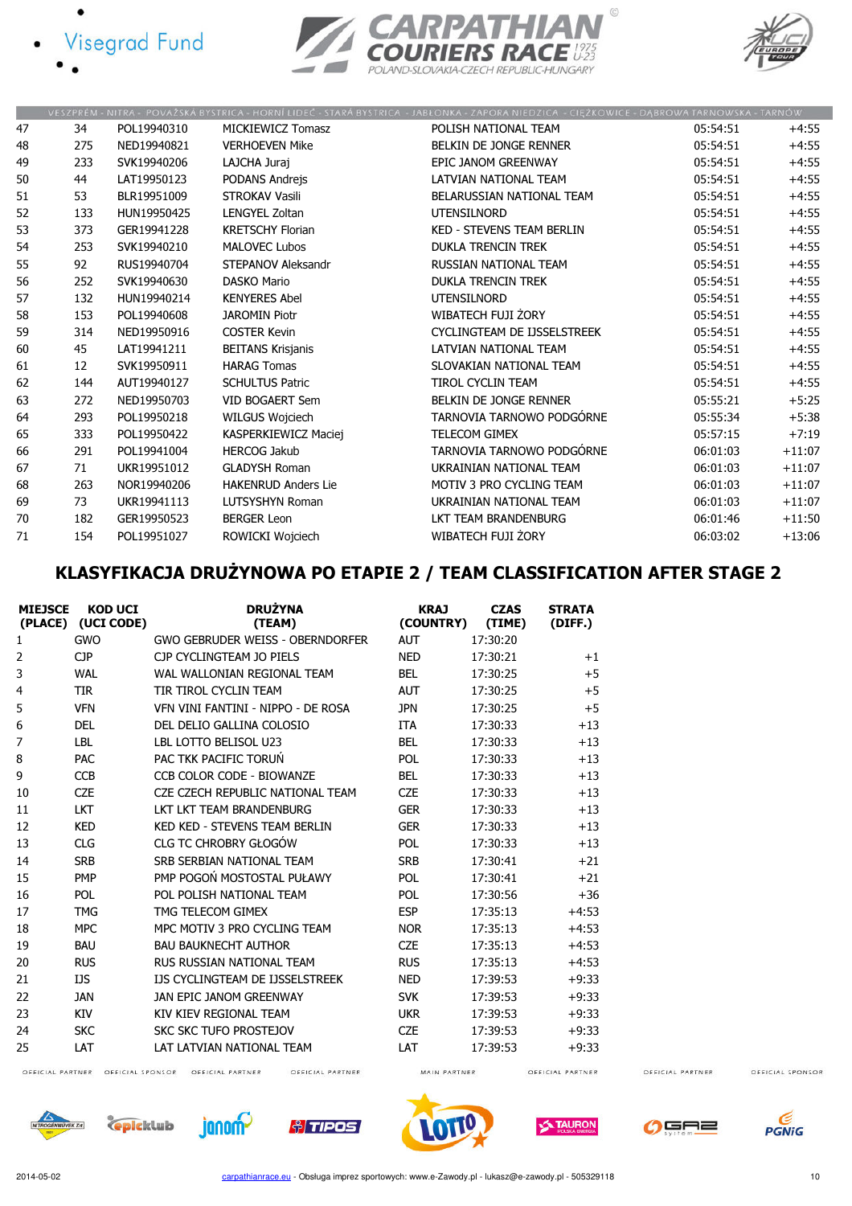VESZPRÉM - NITRA - POVAŽSKÁ BYSTRICA - HORNÍ LIDEČ - STARÁ BYSTRICA - JABŁONKA - ZAPORA NIEDZICA - CIĘŻKOWICE - DĄBROWA TARNOWSKA - TARNÓW

| | | | | | | |
|---|---|---|---|---|---|---|
| 47 | 34 | POL19940310 | MICKIEWICZ Tomasz | POLISH NATIONAL TEAM | 05:54:51 | +4:55 |
| 48 | 275 | NED19940821 | VERHOEVEN Mike | BELKIN DE JONGE RENNER | 05:54:51 | +4:55 |
| 49 | 233 | SVK19940206 | LAJCHA Juraj | EPIC JANOM GREENWAY | 05:54:51 | +4:55 |
| 50 | 44 | LAT19950123 | PODANS Andrejs | LATVIAN NATIONAL TEAM | 05:54:51 | +4:55 |
| 51 | 53 | BLR19951009 | STROKAV Vasili | BELARUSSIAN NATIONAL TEAM | 05:54:51 | +4:55 |
| 52 | 133 | HUN19950425 | LENGYEL Zoltan | UTENSILNORD | 05:54:51 | +4:55 |
| 53 | 373 | GER19941228 | KRETSCHY Florian | KED - STEVENS TEAM BERLIN | 05:54:51 | +4:55 |
| 54 | 253 | SVK19940210 | MALOVEC Lubos | DUKLA TRENCIN TREK | 05:54:51 | +4:55 |
| 55 | 92 | RUS19940704 | STEPANOV Aleksandr | RUSSIAN NATIONAL TEAM | 05:54:51 | +4:55 |
| 56 | 252 | SVK19940630 | DASKO Mario | DUKLA TRENCIN TREK | 05:54:51 | +4:55 |
| 57 | 132 | HUN19940214 | KENYERES Abel | UTENSILNORD | 05:54:51 | +4:55 |
| 58 | 153 | POL19940608 | JAROMIN Piotr | WIBATECH FUJI ŻORY | 05:54:51 | +4:55 |
| 59 | 314 | NED19950916 | COSTER Kevin | CYCLINGTEAM DE IJSSELSTREEK | 05:54:51 | +4:55 |
| 60 | 45 | LAT19941211 | BEITANS Krisjanis | LATVIAN NATIONAL TEAM | 05:54:51 | +4:55 |
| 61 | 12 | SVK19950911 | HARAG Tomas | SLOVAKIAN NATIONAL TEAM | 05:54:51 | +4:55 |
| 62 | 144 | AUT19940127 | SCHULTUS Patric | TIROL CYCLIN TEAM | 05:54:51 | +4:55 |
| 63 | 272 | NED19950703 | VID BOGAERT Sem | BELKIN DE JONGE RENNER | 05:55:21 | +5:25 |
| 64 | 293 | POL19950218 | WILGUS Wojciech | TARNOVIA TARNOWO PODGÓRNE | 05:55:34 | +5:38 |
| 65 | 333 | POL19950422 | KASPERKIEWICZ Maciej | TELECOM GIMEX | 05:57:15 | +7:19 |
| 66 | 291 | POL19941004 | HERCOG Jakub | TARNOVIA TARNOWO PODGÓRNE | 06:01:03 | +11:07 |
| 67 | 71 | UKR19951012 | GLADYSH Roman | UKRAINIAN NATIONAL TEAM | 06:01:03 | +11:07 |
| 68 | 263 | NOR19940206 | HAKENRUD Anders Lie | MOTIV 3 PRO CYCLING TEAM | 06:01:03 | +11:07 |
| 69 | 73 | UKR19941113 | LUTSYSHYN Roman | UKRAINIAN NATIONAL TEAM | 06:01:03 | +11:07 |
| 70 | 182 | GER19950523 | BERGER Leon | LKT TEAM BRANDENBURG | 06:01:46 | +11:50 |
| 71 | 154 | POL19951027 | ROWICKI Wojciech | WIBATECH FUJI ŻORY | 06:03:02 | +13:06 |

## KLASYFIKACJA DRUŻYNOWA PO ETAPIE 2 / TEAM CLASSIFICATION AFTER STAGE 2

| MIEJSCE (PLACE) | KOD UCI (UCI CODE) | DRUŻYNA (TEAM) | KRAJ (COUNTRY) | CZAS (TIME) | STRATA (DIFF.) |
|---|---|---|---|---|---|
| 1 | GWO | GWO GEBRUDER WEISS - OBERNDORFER | AUT | 17:30:20 | |
| 2 | CJP | CJP CYCLINGTEAM JO PIELS | NED | 17:30:21 | +1 |
| 3 | WAL | WAL WALLONIAN REGIONAL TEAM | BEL | 17:30:25 | +5 |
| 4 | TIR | TIR TIROL CYCLIN TEAM | AUT | 17:30:25 | +5 |
| 5 | VFN | VFN VINI FANTINI - NIPPO - DE ROSA | JPN | 17:30:25 | +5 |
| 6 | DEL | DEL DELIO GALLINA COLOSIO | ITA | 17:30:33 | +13 |
| 7 | LBL | LBL LOTTO BELISOL U23 | BEL | 17:30:33 | +13 |
| 8 | PAC | PAC TKK PACIFIC TORUŃ | POL | 17:30:33 | +13 |
| 9 | CCB | CCB COLOR CODE - BIOWANZE | BEL | 17:30:33 | +13 |
| 10 | CZE | CZE CZECH REPUBLIC NATIONAL TEAM | CZE | 17:30:33 | +13 |
| 11 | LKT | LKT LKT TEAM BRANDENBURG | GER | 17:30:33 | +13 |
| 12 | KED | KED KED - STEVENS TEAM BERLIN | GER | 17:30:33 | +13 |
| 13 | CLG | CLG TC CHROBRY GŁOGÓW | POL | 17:30:33 | +13 |
| 14 | SRB | SRB SERBIAN NATIONAL TEAM | SRB | 17:30:41 | +21 |
| 15 | PMP | PMP POGOŃ MOSTOSTAL PUŁAWY | POL | 17:30:41 | +21 |
| 16 | POL | POL POLISH NATIONAL TEAM | POL | 17:30:56 | +36 |
| 17 | TMG | TMG TELECOM GIMEX | ESP | 17:35:13 | +4:53 |
| 18 | MPC | MPC MOTIV 3 PRO CYCLING TEAM | NOR | 17:35:13 | +4:53 |
| 19 | BAU | BAU BAUKNECHT AUTHOR | CZE | 17:35:13 | +4:53 |
| 20 | RUS | RUS RUSSIAN NATIONAL TEAM | RUS | 17:35:13 | +4:53 |
| 21 | IJS | IJS CYCLINGTEAM DE IJSSELSTREEK | NED | 17:39:53 | +9:33 |
| 22 | JAN | JAN EPIC JANOM GREENWAY | SVK | 17:39:53 | +9:33 |
| 23 | KIV | KIV KIEV REGIONAL TEAM | UKR | 17:39:53 | +9:33 |
| 24 | SKC | SKC SKC TUFO PROSTEJOV | CZE | 17:39:53 | +9:33 |
| 25 | LAT | LAT LATVIAN NATIONAL TEAM | LAT | 17:39:53 | +9:33 |

2014-05-02 carpathianrace.eu - Obsługa imprez sportowych: www.e-Zawody.pl - lukasz@e-zawody.pl - 505329118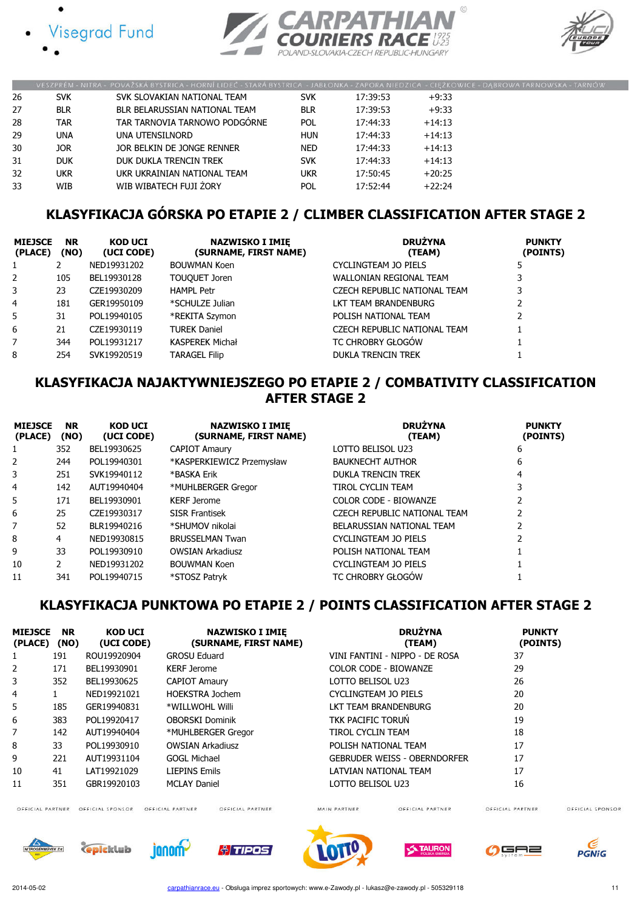| | | | | | |
|---|---|---|---|---|---|
| 26 | SVK | SVK SLOVAKIAN NATIONAL TEAM | SVK | 17:39:53 | +9:33 |
| 27 | BLR | BLR BELARUSSIAN NATIONAL TEAM | BLR | 17:39:53 | +9:33 |
| 28 | TAR | TAR TARNOVIA TARNOWO PODGÓRNE | POL | 17:44:33 | +14:13 |
| 29 | UNA | UNA UTENSILNORD | HUN | 17:44:33 | +14:13 |
| 30 | JOR | JOR BELKIN DE JONGE RENNER | NED | 17:44:33 | +14:13 |
| 31 | DUK | DUK DUKLA TRENCIN TREK | SVK | 17:44:33 | +14:13 |
| 32 | UKR | UKR UKRAINIAN NATIONAL TEAM | UKR | 17:50:45 | +20:25 |
| 33 | WIB | WIB WIBATECH FUJI ŻORY | POL | 17:52:44 | +22:24 |

## KLASYFIKACJA GÓRSKA PO ETAPIE 2 / CLIMBER CLASSIFICATION AFTER STAGE 2

| MIEJSCE (PLACE) | NR (NO) | KOD UCI (UCI CODE) | NAZWISKO I IMIĘ (SURNAME, FIRST NAME) | DRUŻYNA (TEAM) | PUNKTY (POINTS) |
|---|---|---|---|---|---|
| 1 | 2 | NED19931202 | BOUWMAN Koen | CYCLINGTEAM JO PIELS | 5 |
| 2 | 105 | BEL19930128 | TOUQUET Joren | WALLONIAN REGIONAL TEAM | 3 |
| 3 | 23 | CZE19930209 | HAMPL Petr | CZECH REPUBLIC NATIONAL TEAM | 3 |
| 4 | 181 | GER19950109 | *SCHULZE Julian | LKT TEAM BRANDENBURG | 2 |
| 5 | 31 | POL19940105 | *REKITA Szymon | POLISH NATIONAL TEAM | 2 |
| 6 | 21 | CZE19930119 | TUREK Daniel | CZECH REPUBLIC NATIONAL TEAM | 1 |
| 7 | 344 | POL19931217 | KASPEREK Michał | TC CHROBRY GŁOGÓW | 1 |
| 8 | 254 | SVK19920519 | TARAGEL Filip | DUKLA TRENCIN TREK | 1 |

## KLASYFIKACJA NAJAKTYWNIEJSZEGO PO ETAPIE 2 / COMBATIVITY CLASSIFICATION AFTER STAGE 2

| MIEJSCE (PLACE) | NR (NO) | KOD UCI (UCI CODE) | NAZWISKO I IMIĘ (SURNAME, FIRST NAME) | DRUŻYNA (TEAM) | PUNKTY (POINTS) |
|---|---|---|---|---|---|
| 1 | 352 | BEL19930625 | CAPIOT Amaury | LOTTO BELISOL U23 | 6 |
| 2 | 244 | POL19940301 | *KASPERKIEWICZ Przemysław | BAUKNECHT AUTHOR | 6 |
| 3 | 251 | SVK19940112 | *BASKA Erik | DUKLA TRENCIN TREK | 4 |
| 4 | 142 | AUT19940404 | *MUHLBERGER Gregor | TIROL CYCLIN TEAM | 3 |
| 5 | 171 | BEL19930901 | KERF Jerome | COLOR CODE - BIOWANZE | 2 |
| 6 | 25 | CZE19930317 | SISR Frantisek | CZECH REPUBLIC NATIONAL TEAM | 2 |
| 7 | 52 | BLR19940216 | *SHUMOV nikolai | BELARUSSIAN NATIONAL TEAM | 2 |
| 8 | 4 | NED19930815 | BRUSSELMAN Twan | CYCLINGTEAM JO PIELS | 2 |
| 9 | 33 | POL19930910 | OWSIAN Arkadiusz | POLISH NATIONAL TEAM | 1 |
| 10 | 2 | NED19931202 | BOUWMAN Koen | CYCLINGTEAM JO PIELS | 1 |
| 11 | 341 | POL19940715 | *STOSZ Patryk | TC CHROBRY GŁOGÓW | 1 |

## KLASYFIKACJA PUNKTOWA PO ETAPIE 2 / POINTS CLASSIFICATION AFTER STAGE 2

| MIEJSCE (PLACE) | NR (NO) | KOD UCI (UCI CODE) | NAZWISKO I IMIĘ (SURNAME, FIRST NAME) | DRUŻYNA (TEAM) | PUNKTY (POINTS) |
|---|---|---|---|---|---|
| 1 | 191 | ROU19920904 | GROSU Eduard | VINI FANTINI - NIPPO - DE ROSA | 37 |
| 2 | 171 | BEL19930901 | KERF Jerome | COLOR CODE - BIOWANZE | 29 |
| 3 | 352 | BEL19930625 | CAPIOT Amaury | LOTTO BELISOL U23 | 26 |
| 4 | 1 | NED19921021 | HOEKSTRA Jochem | CYCLINGTEAM JO PIELS | 20 |
| 5 | 185 | GER19940831 | *WILLWOHL Willi | LKT TEAM BRANDENBURG | 20 |
| 6 | 383 | POL19920417 | OBORSKI Dominik | TKK PACIFIC TORUŃ | 19 |
| 7 | 142 | AUT19940404 | *MUHLBERGER Gregor | TIROL CYCLIN TEAM | 18 |
| 8 | 33 | POL19930910 | OWSIAN Arkadiusz | POLISH NATIONAL TEAM | 17 |
| 9 | 221 | AUT19931104 | GOGL Michael | GEBRUDER WEISS - OBERNDORFER | 17 |
| 10 | 41 | LAT19921029 | LIEPINS Emils | LATVIAN NATIONAL TEAM | 17 |
| 11 | 351 | GBR19920103 | MCLAY Daniel | LOTTO BELISOL U23 | 16 |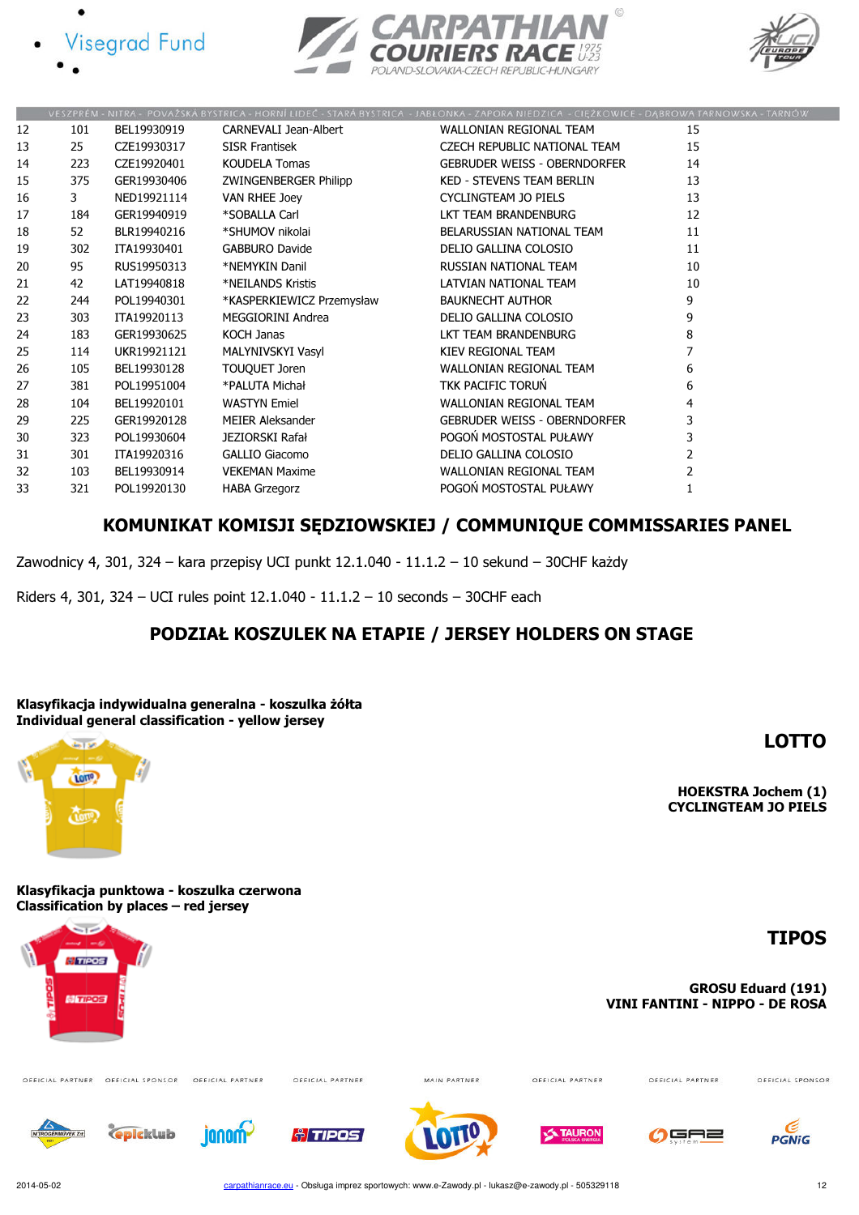| | | | | | |
|---|---|---|---|---|---|
| 12 | 101 | BEL19930919 | CARNEVALI Jean-Albert | WALLONIAN REGIONAL TEAM | 15 |
| 13 | 25 | CZE19930317 | SISR Frantisek | CZECH REPUBLIC NATIONAL TEAM | 15 |
| 14 | 223 | CZE19920401 | KOUDELA Tomas | GEBRUDER WEISS - OBERNDORFER | 14 |
| 15 | 375 | GER19930406 | ZWINGENBERGER Philipp | KED - STEVENS TEAM BERLIN | 13 |
| 16 | 3 | NED19921114 | VAN RHEE Joey | CYCLINGTEAM JO PIELS | 13 |
| 17 | 184 | GER19940919 | *SOBALLA Carl | LKT TEAM BRANDENBURG | 12 |
| 18 | 52 | BLR19940216 | *SHUMOV nikolai | BELARUSSIAN NATIONAL TEAM | 11 |
| 19 | 302 | ITA19930401 | GABBURO Davide | DELIO GALLINA COLOSIO | 11 |
| 20 | 95 | RUS19950313 | *NEMYKIN Danil | RUSSIAN NATIONAL TEAM | 10 |
| 21 | 42 | LAT19940818 | *NEILANDS Kristis | LATVIAN NATIONAL TEAM | 10 |
| 22 | 244 | POL19940301 | *KASPERKIEWICZ Przemysław | BAUKNECHT AUTHOR | 9 |
| 23 | 303 | ITA19920113 | MEGGIORINI Andrea | DELIO GALLINA COLOSIO | 9 |
| 24 | 183 | GER19930625 | KOCH Janas | LKT TEAM BRANDENBURG | 8 |
| 25 | 114 | UKR19921121 | MALYNIVSKYI Vasyl | KIEV REGIONAL TEAM | 7 |
| 26 | 105 | BEL19930128 | TOUQUET Joren | WALLONIAN REGIONAL TEAM | 6 |
| 27 | 381 | POL19951004 | *PALUTA Michał | TKK PACIFIC TORUŃ | 6 |
| 28 | 104 | BEL19920101 | WASTYN Emiel | WALLONIAN REGIONAL TEAM | 4 |
| 29 | 225 | GER19920128 | MEIER Aleksander | GEBRUDER WEISS - OBERNDORFER | 3 |
| 30 | 323 | POL19930604 | JEZIORSKI Rafał | POGOŃ MOSTOSTAL PUŁAWY | 3 |
| 31 | 301 | ITA19920316 | GALLIO Giacomo | DELIO GALLINA COLOSIO | 2 |
| 32 | 103 | BEL19930914 | VEKEMAN Maxime | WALLONIAN REGIONAL TEAM | 2 |
| 33 | 321 | POL19920130 | HABA Grzegorz | POGOŃ MOSTOSTAL PUŁAWY | 1 |

## KOMUNIKAT KOMISJI SĘDZIOWSKIEJ / COMMUNIQUE COMMISSARIES PANEL

Zawodnicy 4, 301, 324 – kara przepisy UCI punkt 12.1.040 - 11.1.2 – 10 sekund – 30CHF każdy

Riders 4, 301, 324 – UCI rules point 12.1.040 - 11.1.2 – 10 seconds – 30CHF each

## PODZIAŁ KOSZULEK NA ETAPIE / JERSEY HOLDERS ON STAGE

**Klasyfikacja indywidualna generalna - koszulka żółta**
**Individual general classification - yellow jersey**

**LOTTO**

**HOEKSTRA Jochem (1)**
**CYCLINGTEAM JO PIELS**

**Klasyfikacja punktowa - koszulka czerwona**
**Classification by places – red jersey**

**TIPOS**

**GROSU Eduard (191)**
**VINI FANTINI - NIPPO - DE ROSA**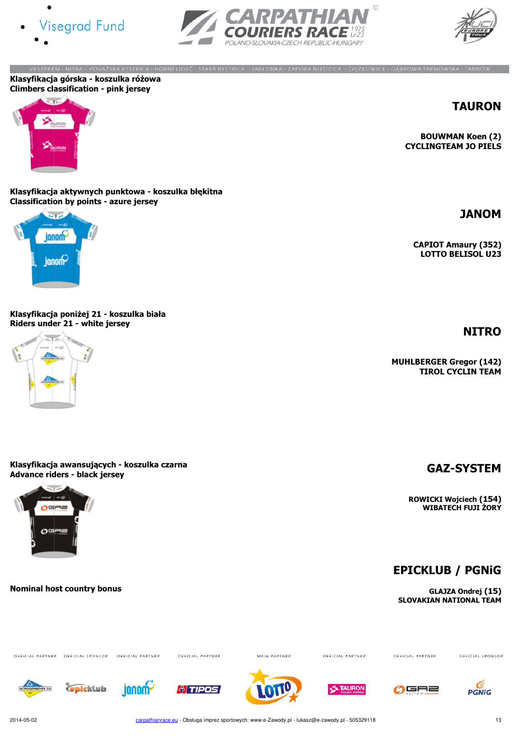VESZPRÉM - NITRA - POVAŽSKÁ BYSTRICA - HORNÍ LIDEČ - STARÁ BYSTRICA - JABŁONKA - ZAPORA NIEDZICA - CIĘŻKOWICE - DĄBROWA TARNOWSKA - TARNÓW

**Klasyfikacja górska - koszulka różowa**
**Climbers classification - pink jersey**

## TAURON

**BOUWMAN Koen (2)**
**CYCLINGTEAM JO PIELS**

**Klasyfikacja aktywnych punktowa - koszulka błękitna**
**Classification by points - azure jersey**

## JANOM

**CAPIOT Amaury (352)**
**LOTTO BELISOL U23**

**Klasyfikacja poniżej 21 - koszulka biała**
**Riders under 21 - white jersey**

## NITRO

**MUHLBERGER Gregor (142)**
**TIROL CYCLIN TEAM**

**Klasyfikacja awansujących - koszulka czarna**
**Advance riders - black jersey**

## GAZ-SYSTEM

**ROWICKI Wojciech (154)**
**WIBATECH FUJI ŻORY**

**Nominal host country bonus**

## EPICKLUB / PGNiG

**GLAJZA Ondrej (15)**
**SLOVAKIAN NATIONAL TEAM**

2014-05-02 carpathianrace.eu - Obsługa imprez sportowych: www.e-Zawody.pl - lukasz@e-zawody.pl - 505329118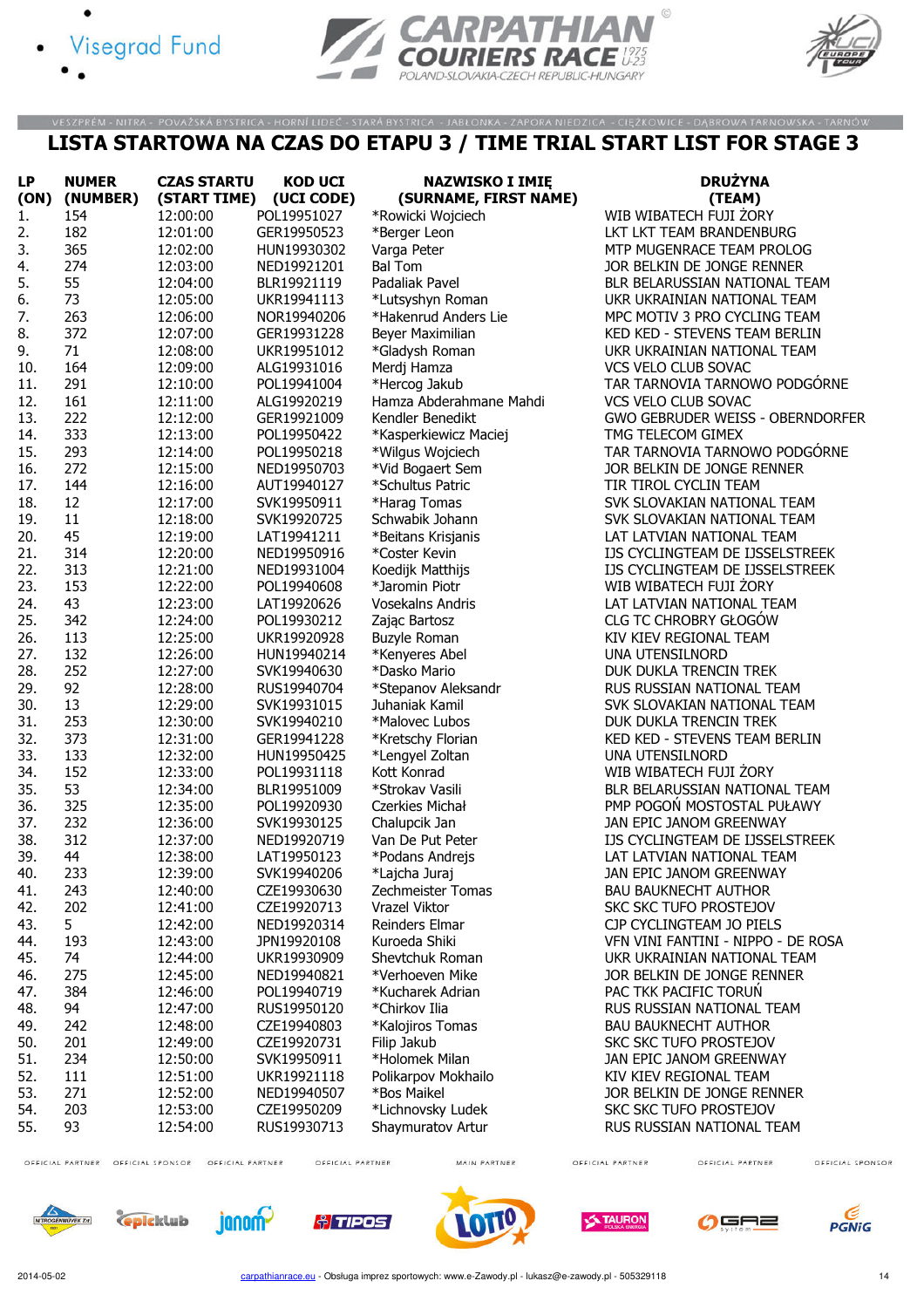VESZPRÉM - NITRA - POVAŽSKÁ BYSTRICA - HORNÍ LIDEČ - STARÁ BYSTRICA - JABŁONKA - ZAPORA NIEDZICA - CIĘŻKOWICE - DĄBROWA TARNOWSKA - TARNÓW

# LISTA STARTOWA NA CZAS DO ETAPU 3 / TIME TRIAL START LIST FOR STAGE 3

| LP (ON) | NUMER (NUMBER) | CZAS STARTU (START TIME) | KOD UCI (UCI CODE) | NAZWISKO I IMIĘ (SURNAME, FIRST NAME) | DRUŻYNA (TEAM) |
|---|---|---|---|---|---|
| 1. | 154 | 12:00:00 | POL19951027 | *Rowicki Wojciech | WIB WIBATECH FUJI ŻORY |
| 2. | 182 | 12:01:00 | GER19950523 | *Berger Leon | LKT LKT TEAM BRANDENBURG |
| 3. | 365 | 12:02:00 | HUN19930302 | Varga Peter | MTP MUGENRACE TEAM PROLOG |
| 4. | 274 | 12:03:00 | NED19921201 | Bal Tom | JOR BELKIN DE JONGE RENNER |
| 5. | 55 | 12:04:00 | BLR19921119 | Padaliak Pavel | BLR BELARUSSIAN NATIONAL TEAM |
| 6. | 73 | 12:05:00 | UKR19941113 | *Lutsyshyn Roman | UKR UKRAINIAN NATIONAL TEAM |
| 7. | 263 | 12:06:00 | NOR19940206 | *Hakenrud Anders Lie | MPC MOTIV 3 PRO CYCLING TEAM |
| 8. | 372 | 12:07:00 | GER19931228 | Beyer Maximilian | KED KED - STEVENS TEAM BERLIN |
| 9. | 71 | 12:08:00 | UKR19951012 | *Gladysh Roman | UKR UKRAINIAN NATIONAL TEAM |
| 10. | 164 | 12:09:00 | ALG19931016 | Merdj Hamza | VCS VELO CLUB SOVAC |
| 11. | 291 | 12:10:00 | POL19941004 | *Hercog Jakub | TAR TARNOVIA TARNOWO PODGÓRNE |
| 12. | 161 | 12:11:00 | ALG19920219 | Hamza Abderahmane Mahdi | VCS VELO CLUB SOVAC |
| 13. | 222 | 12:12:00 | GER19921009 | Kendler Benedikt | GWO GEBRUDER WEISS - OBERNDORFER |
| 14. | 333 | 12:13:00 | POL19950422 | *Kasperkiewicz Maciej | TMG TELECOM GIMEX |
| 15. | 293 | 12:14:00 | POL19950218 | *Wilgus Wojciech | TAR TARNOVIA TARNOWO PODGÓRNE |
| 16. | 272 | 12:15:00 | NED19950703 | *Vid Bogaert Sem | JOR BELKIN DE JONGE RENNER |
| 17. | 144 | 12:16:00 | AUT19940127 | *Schultus Patric | TIR TIROL CYCLIN TEAM |
| 18. | 12 | 12:17:00 | SVK19950911 | *Harag Tomas | SVK SLOVAKIAN NATIONAL TEAM |
| 19. | 11 | 12:18:00 | SVK19920725 | Schwabik Johann | SVK SLOVAKIAN NATIONAL TEAM |
| 20. | 45 | 12:19:00 | LAT19941211 | *Beitans Krisjanis | LAT LATVIAN NATIONAL TEAM |
| 21. | 314 | 12:20:00 | NED19950916 | *Coster Kevin | IJS CYCLINGTEAM DE IJSSELSTREEK |
| 22. | 313 | 12:21:00 | NED19931004 | Koedijk Matthijs | IJS CYCLINGTEAM DE IJSSELSTREEK |
| 23. | 153 | 12:22:00 | POL19940608 | *Jaromin Piotr | WIB WIBATECH FUJI ŻORY |
| 24. | 43 | 12:23:00 | LAT19920626 | Vosekalns Andris | LAT LATVIAN NATIONAL TEAM |
| 25. | 342 | 12:24:00 | POL19930212 | Zając Bartosz | CLG TC CHROBRY GŁOGÓW |
| 26. | 113 | 12:25:00 | UKR19920928 | Buzyle Roman | KIV KIEV REGIONAL TEAM |
| 27. | 132 | 12:26:00 | HUN19940214 | *Kenyeres Abel | UNA UTENSILNORD |
| 28. | 252 | 12:27:00 | SVK19940630 | *Dasko Mario | DUK DUKLA TRENCIN TREK |
| 29. | 92 | 12:28:00 | RUS19940704 | *Stepanov Aleksandr | RUS RUSSIAN NATIONAL TEAM |
| 30. | 13 | 12:29:00 | SVK19931015 | Juhaniak Kamil | SVK SLOVAKIAN NATIONAL TEAM |
| 31. | 253 | 12:30:00 | SVK19940210 | *Malovec Lubos | DUK DUKLA TRENCIN TREK |
| 32. | 373 | 12:31:00 | GER19941228 | *Kretschy Florian | KED KED - STEVENS TEAM BERLIN |
| 33. | 133 | 12:32:00 | HUN19950425 | *Lengyel Zoltan | UNA UTENSILNORD |
| 34. | 152 | 12:33:00 | POL19931118 | Kott Konrad | WIB WIBATECH FUJI ŻORY |
| 35. | 53 | 12:34:00 | BLR19951009 | *Strokav Vasili | BLR BELARUSSIAN NATIONAL TEAM |
| 36. | 325 | 12:35:00 | POL19920930 | Czerkies Michał | PMP POGOŃ MOSTOSTAL PUŁAWY |
| 37. | 232 | 12:36:00 | SVK19930125 | Chalupcik Jan | JAN EPIC JANOM GREENWAY |
| 38. | 312 | 12:37:00 | NED19920719 | Van De Put Peter | IJS CYCLINGTEAM DE IJSSELSTREEK |
| 39. | 44 | 12:38:00 | LAT19950123 | *Podans Andrejs | LAT LATVIAN NATIONAL TEAM |
| 40. | 233 | 12:39:00 | SVK19940206 | *Lajcha Juraj | JAN EPIC JANOM GREENWAY |
| 41. | 243 | 12:40:00 | CZE19930630 | Zechmeister Tomas | BAU BAUKNECHT AUTHOR |
| 42. | 202 | 12:41:00 | CZE19920713 | Vrazel Viktor | SKC SKC TUFO PROSTEJOV |
| 43. | 5 | 12:42:00 | NED19920314 | Reinders Elmar | CJP CYCLINGTEAM JO PIELS |
| 44. | 193 | 12:43:00 | JPN19920108 | Kuroeda Shiki | VFN VINI FANTINI - NIPPO - DE ROSA |
| 45. | 74 | 12:44:00 | UKR19930909 | Shevtchuk Roman | UKR UKRAINIAN NATIONAL TEAM |
| 46. | 275 | 12:45:00 | NED19940821 | *Verhoeven Mike | JOR BELKIN DE JONGE RENNER |
| 47. | 384 | 12:46:00 | POL19940719 | *Kucharek Adrian | PAC TKK PACIFIC TORUŃ |
| 48. | 94 | 12:47:00 | RUS19950120 | *Chirkov Ilia | RUS RUSSIAN NATIONAL TEAM |
| 49. | 242 | 12:48:00 | CZE19940803 | *Kalojiros Tomas | BAU BAUKNECHT AUTHOR |
| 50. | 201 | 12:49:00 | CZE19920731 | Filip Jakub | SKC SKC TUFO PROSTEJOV |
| 51. | 234 | 12:50:00 | SVK19950911 | *Holomek Milan | JAN EPIC JANOM GREENWAY |
| 52. | 111 | 12:51:00 | UKR19921118 | Polikarpov Mokhailo | KIV KIEV REGIONAL TEAM |
| 53. | 271 | 12:52:00 | NED19940507 | *Bos Maikel | JOR BELKIN DE JONGE RENNER |
| 54. | 203 | 12:53:00 | CZE19950209 | *Lichnovsky Ludek | SKC SKC TUFO PROSTEJOV |
| 55. | 93 | 12:54:00 | RUS19930713 | Shaymuratov Artur | RUS RUSSIAN NATIONAL TEAM |

OFFICIAL PARTNER · OFFICIAL SPONSOR · OFFICIAL PARTNER · OFFICIAL PARTNER · MAIN PARTNER · OFFICIAL PARTNER · OFFICIAL PARTNER · OFFICIAL SPONSOR

2014-05-02 · carpathianrace.eu - Obsługa imprez sportowych: www.e-Zawody.pl - lukasz@e-zawody.pl - 505329118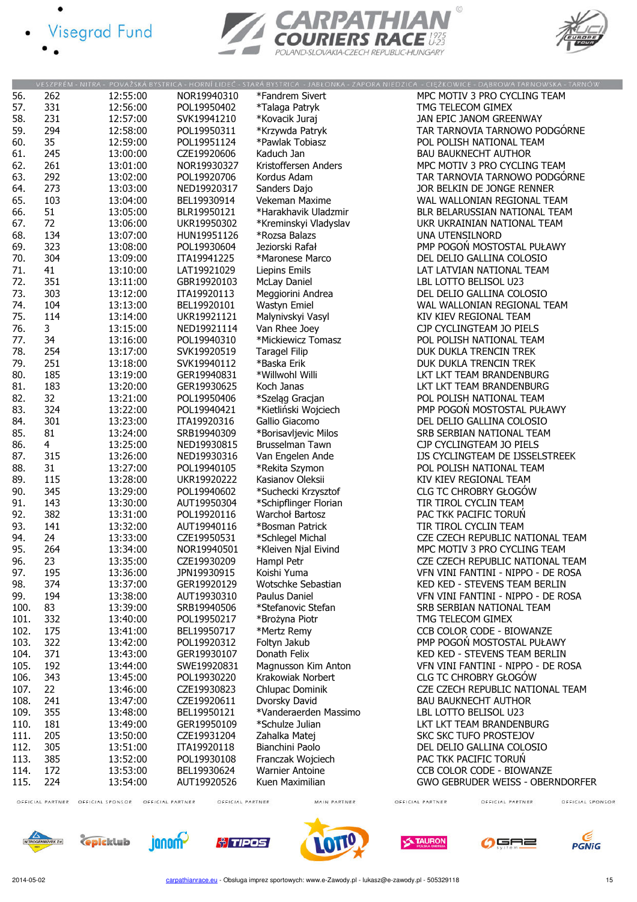VESZPRÉM - NITRA - POVAŽSKÁ BYSTRICA - HORNÍ LIDEČ - STARÁ BYSTRICA - JABŁONKA - ZAPORA NIEDZICA - CIĘŻKOWICE - DĄBROWA TARNOWSKA - TARNÓW

| | | | | | |
|---|---|---|---|---|---|
| 56. | 262 | 12:55:00 | NOR19940310 | *Fandrem Sivert | MPC MOTIV 3 PRO CYCLING TEAM |
| 57. | 331 | 12:56:00 | POL19950402 | *Talaga Patryk | TMG TELECOM GIMEX |
| 58. | 231 | 12:57:00 | SVK19941210 | *Kovacik Juraj | JAN EPIC JANOM GREENWAY |
| 59. | 294 | 12:58:00 | POL19950311 | *Krzywda Patryk | TAR TARNOVIA TARNOWO PODGÓRNE |
| 60. | 35 | 12:59:00 | POL19951124 | *Pawlak Tobiasz | POL POLISH NATIONAL TEAM |
| 61. | 245 | 13:00:00 | CZE19920606 | *Kaduch Jan | BAU BAUKNECHT AUTHOR |
| 62. | 261 | 13:01:00 | NOR19930327 | Kristoffersen Anders | MPC MOTIV 3 PRO CYCLING TEAM |
| 63. | 292 | 13:02:00 | POL19920706 | Kordus Adam | TAR TARNOVIA TARNOWO PODGÓRNE |
| 64. | 273 | 13:03:00 | NED19920317 | Sanders Dajo | JOR BELKIN DE JONGE RENNER |
| 65. | 103 | 13:04:00 | BEL19930914 | Vekeman Maxime | WAL WALLONIAN REGIONAL TEAM |
| 66. | 51 | 13:05:00 | BLR19950121 | *Harakhavik Uladzmir | BLR BELARUSSIAN NATIONAL TEAM |
| 67. | 72 | 13:06:00 | UKR19950302 | *Kreminskyi Vladyslav | UKR UKRAINIAN NATIONAL TEAM |
| 68. | 134 | 13:07:00 | HUN19951126 | *Rozsa Balazs | UNA UTENSILNORD |
| 69. | 323 | 13:08:00 | POL19930604 | Jeziorski Rafał | PMP POGOŃ MOSTOSTAL PUŁAWY |
| 70. | 304 | 13:09:00 | ITA19941225 | *Maronese Marco | DEL DELIO GALLINA COLOSIO |
| 71. | 41 | 13:10:00 | LAT19921029 | Liepins Emils | LAT LATVIAN NATIONAL TEAM |
| 72. | 351 | 13:11:00 | GBR19920103 | McLay Daniel | LBL LOTTO BELISOL U23 |
| 73. | 303 | 13:12:00 | ITA19920113 | Meggiorini Andrea | DEL DELIO GALLINA COLOSIO |
| 74. | 104 | 13:13:00 | BEL19920101 | Wastyn Emiel | WAL WALLONIAN REGIONAL TEAM |
| 75. | 114 | 13:14:00 | UKR19921121 | Malynivskyi Vasyl | KIV KIEV REGIONAL TEAM |
| 76. | 3 | 13:15:00 | NED19921114 | Van Rhee Joey | CJP CYCLINGTEAM JO PIELS |
| 77. | 34 | 13:16:00 | POL19940310 | *Mickiewicz Tomasz | POL POLISH NATIONAL TEAM |
| 78. | 254 | 13:17:00 | SVK19920519 | Taragel Filip | DUK DUKLA TRENCIN TREK |
| 79. | 251 | 13:18:00 | SVK19940112 | *Baska Erik | DUK DUKLA TRENCIN TREK |
| 80. | 185 | 13:19:00 | GER19940831 | *Willwohl Willi | LKT LKT TEAM BRANDENBURG |
| 81. | 183 | 13:20:00 | GER19930625 | Koch Janas | LKT LKT TEAM BRANDENBURG |
| 82. | 32 | 13:21:00 | POL19950406 | *Szeląg Gracjan | POL POLISH NATIONAL TEAM |
| 83. | 324 | 13:22:00 | POL19940421 | *Kietliński Wojciech | PMP POGOŃ MOSTOSTAL PUŁAWY |
| 84. | 301 | 13:23:00 | ITA19920316 | Gallio Giacomo | DEL DELIO GALLINA COLOSIO |
| 85. | 81 | 13:24:00 | SRB19940309 | *Borisavljevic Milos | SRB SERBIAN NATIONAL TEAM |
| 86. | 4 | 13:25:00 | NED19930815 | Brusselman Tawn | CJP CYCLINGTEAM JO PIELS |
| 87. | 315 | 13:26:00 | NED19930316 | Van Engelen Ande | IJS CYCLINGTEAM DE IJSSELSTREEK |
| 88. | 31 | 13:27:00 | POL19940105 | *Rekita Szymon | POL POLISH NATIONAL TEAM |
| 89. | 115 | 13:28:00 | UKR19920222 | Kasianov Oleksii | KIV KIEV REGIONAL TEAM |
| 90. | 345 | 13:29:00 | POL19940602 | *Suchecki Krzysztof | CLG TC CHROBRY GŁOGÓW |
| 91. | 143 | 13:30:00 | AUT19950304 | *Schipflinger Florian | TIR TIROL CYCLIN TEAM |
| 92. | 382 | 13:31:00 | POL19920116 | Warchoł Bartosz | PAC TKK PACIFIC TORUŃ |
| 93. | 141 | 13:32:00 | AUT19940116 | *Bosman Patrick | TIR TIROL CYCLIN TEAM |
| 94. | 24 | 13:33:00 | CZE19950531 | *Schlegel Michal | CZE CZECH REPUBLIC NATIONAL TEAM |
| 95. | 264 | 13:34:00 | NOR19940501 | *Kleiven Njal Eivind | MPC MOTIV 3 PRO CYCLING TEAM |
| 96. | 23 | 13:35:00 | CZE19930209 | Hampl Petr | CZE CZECH REPUBLIC NATIONAL TEAM |
| 97. | 195 | 13:36:00 | JPN19930915 | Koishi Yuma | VFN VINI FANTINI - NIPPO - DE ROSA |
| 98. | 374 | 13:37:00 | GER19920129 | Wotschke Sebastian | KED KED - STEVENS TEAM BERLIN |
| 99. | 194 | 13:38:00 | AUT19930310 | Paulus Daniel | VFN VINI FANTINI - NIPPO - DE ROSA |
| 100. | 83 | 13:39:00 | SRB19940506 | *Stefanovic Stefan | SRB SERBIAN NATIONAL TEAM |
| 101. | 332 | 13:40:00 | POL19950217 | *Brożyna Piotr | TMG TELECOM GIMEX |
| 102. | 175 | 13:41:00 | BEL19950717 | *Mertz Remy | CCB COLOR CODE - BIOWANZE |
| 103. | 322 | 13:42:00 | POL19920312 | Foltyn Jakub | PMP POGOŃ MOSTOSTAL PUŁAWY |
| 104. | 371 | 13:43:00 | GER19930107 | Donath Felix | KED KED - STEVENS TEAM BERLIN |
| 105. | 192 | 13:44:00 | SWE19920831 | Magnusson Kim Anton | VFN VINI FANTINI - NIPPO - DE ROSA |
| 106. | 343 | 13:45:00 | POL19930220 | Krakowiak Norbert | CLG TC CHROBRY GŁOGÓW |
| 107. | 22 | 13:46:00 | CZE19930823 | Chlupac Dominik | CZE CZECH REPUBLIC NATIONAL TEAM |
| 108. | 241 | 13:47:00 | CZE19920611 | Dvorsky David | BAU BAUKNECHT AUTHOR |
| 109. | 355 | 13:48:00 | BEL19950121 | *Vanderaerden Massimo | LBL LOTTO BELISOL U23 |
| 110. | 181 | 13:49:00 | GER19950109 | *Schulze Julian | LKT LKT TEAM BRANDENBURG |
| 111. | 205 | 13:50:00 | CZE19931204 | Zahalka Matej | SKC SKC TUFO PROSTEJOV |
| 112. | 305 | 13:51:00 | ITA19920118 | Bianchini Paolo | DEL DELIO GALLINA COLOSIO |
| 113. | 385 | 13:52:00 | POL19930108 | Franczak Wojciech | PAC TKK PACIFIC TORUŃ |
| 114. | 172 | 13:53:00 | BEL19930624 | Warnier Antoine | CCB COLOR CODE - BIOWANZE |
| 115. | 224 | 13:54:00 | AUT19920526 | Kuen Maximilian | GWO GEBRUDER WEISS - OBERNDORFER |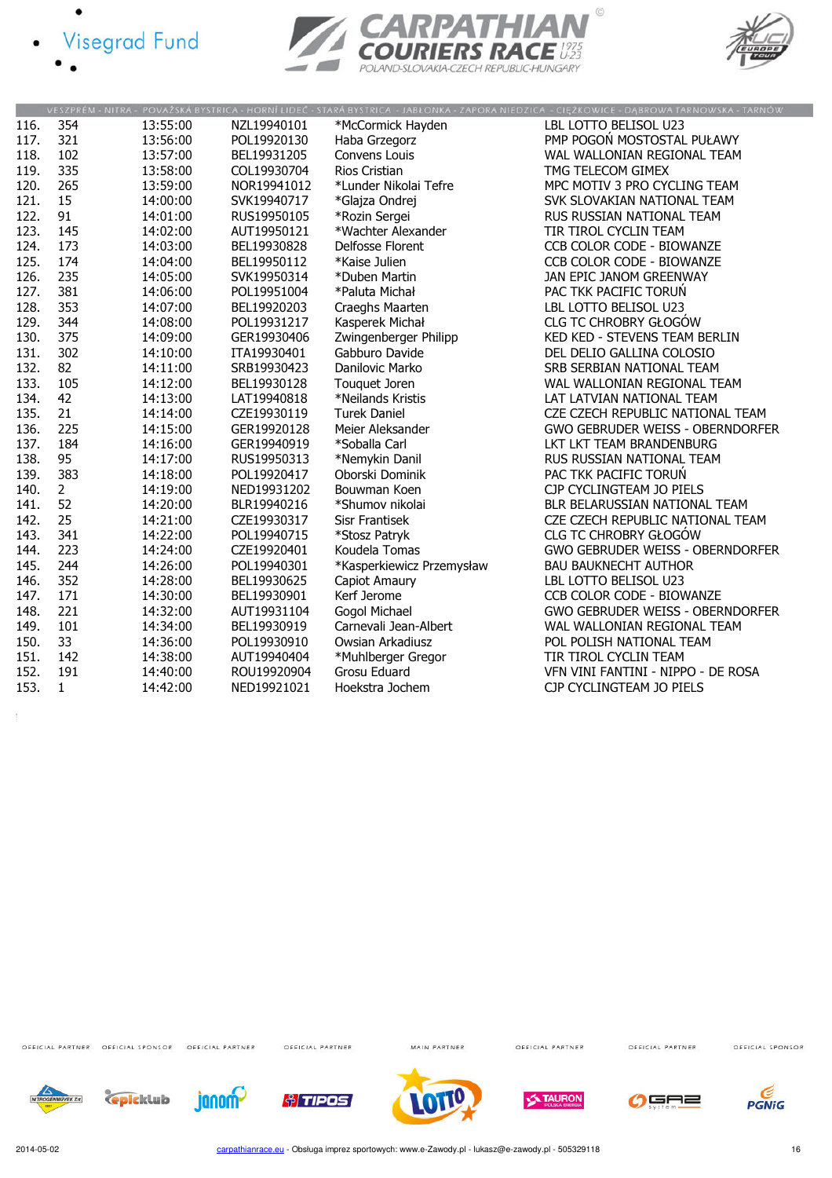| | | | | | |
|---|---|---|---|---|---|
| 116. | 354 | 13:55:00 | NZL19940101 | *McCormick Hayden | LBL LOTTO BELISOL U23 |
| 117. | 321 | 13:56:00 | POL19920130 | Haba Grzegorz | PMP POGOŃ MOSTOSTAL PUŁAWY |
| 118. | 102 | 13:57:00 | BEL19931205 | Convens Louis | WAL WALLONIAN REGIONAL TEAM |
| 119. | 335 | 13:58:00 | COL19930704 | Rios Cristian | TMG TELECOM GIMEX |
| 120. | 265 | 13:59:00 | NOR19941012 | *Lunder Nikolai Tefre | MPC MOTIV 3 PRO CYCLING TEAM |
| 121. | 15 | 14:00:00 | SVK19940717 | *Glajza Ondrej | SVK SLOVAKIAN NATIONAL TEAM |
| 122. | 91 | 14:01:00 | RUS19950105 | *Rozin Sergei | RUS RUSSIAN NATIONAL TEAM |
| 123. | 145 | 14:02:00 | AUT19950121 | *Wachter Alexander | TIR TIROL CYCLIN TEAM |
| 124. | 173 | 14:03:00 | BEL19930828 | Delfosse Florent | CCB COLOR CODE - BIOWANZE |
| 125. | 174 | 14:04:00 | BEL19950112 | *Kaise Julien | CCB COLOR CODE - BIOWANZE |
| 126. | 235 | 14:05:00 | SVK19950314 | *Duben Martin | JAN EPIC JANOM GREENWAY |
| 127. | 381 | 14:06:00 | POL19951004 | *Paluta Michał | PAC TKK PACIFIC TORUŃ |
| 128. | 353 | 14:07:00 | BEL19920203 | Craeghs Maarten | LBL LOTTO BELISOL U23 |
| 129. | 344 | 14:08:00 | POL19931217 | Kasperek Michał | CLG TC CHROBRY GŁOGÓW |
| 130. | 375 | 14:09:00 | GER19930406 | Zwingenberger Philipp | KED KED - STEVENS TEAM BERLIN |
| 131. | 302 | 14:10:00 | ITA19930401 | Gabburo Davide | DEL DELIO GALLINA COLOSIO |
| 132. | 82 | 14:11:00 | SRB19930423 | Danilovic Marko | SRB SERBIAN NATIONAL TEAM |
| 133. | 105 | 14:12:00 | BEL19930128 | Touquet Joren | WAL WALLONIAN REGIONAL TEAM |
| 134. | 42 | 14:13:00 | LAT19940818 | *Neilands Kristis | LAT LATVIAN NATIONAL TEAM |
| 135. | 21 | 14:14:00 | CZE19930119 | Turek Daniel | CZE CZECH REPUBLIC NATIONAL TEAM |
| 136. | 225 | 14:15:00 | GER19920128 | Meier Aleksander | GWO GEBRUDER WEISS - OBERNDORFER |
| 137. | 184 | 14:16:00 | GER19940919 | *Soballa Carl | LKT LKT TEAM BRANDENBURG |
| 138. | 95 | 14:17:00 | RUS19950313 | *Nemykin Danil | RUS RUSSIAN NATIONAL TEAM |
| 139. | 383 | 14:18:00 | POL19920417 | Oborski Dominik | PAC TKK PACIFIC TORUŃ |
| 140. | 2 | 14:19:00 | NED19931202 | Bouwman Koen | CJP CYCLINGTEAM JO PIELS |
| 141. | 52 | 14:20:00 | BLR19940216 | *Shumov nikolai | BLR BELARUSSIAN NATIONAL TEAM |
| 142. | 25 | 14:21:00 | CZE19930317 | Sisr Frantisek | CZE CZECH REPUBLIC NATIONAL TEAM |
| 143. | 341 | 14:22:00 | POL19940715 | *Stosz Patryk | CLG TC CHROBRY GŁOGÓW |
| 144. | 223 | 14:24:00 | CZE19920401 | Koudela Tomas | GWO GEBRUDER WEISS - OBERNDORFER |
| 145. | 244 | 14:26:00 | POL19940301 | *Kasperkiewicz Przemysław | BAU BAUKNECHT AUTHOR |
| 146. | 352 | 14:28:00 | BEL19930625 | Capiot Amaury | LBL LOTTO BELISOL U23 |
| 147. | 171 | 14:30:00 | BEL19930901 | Kerf Jerome | CCB COLOR CODE - BIOWANZE |
| 148. | 221 | 14:32:00 | AUT19931104 | Gogol Michael | GWO GEBRUDER WEISS - OBERNDORFER |
| 149. | 101 | 14:34:00 | BEL19930919 | Carnevali Jean-Albert | WAL WALLONIAN REGIONAL TEAM |
| 150. | 33 | 14:36:00 | POL19930910 | Owsian Arkadiusz | POL POLISH NATIONAL TEAM |
| 151. | 142 | 14:38:00 | AUT19940404 | *Muhlberger Gregor | TIR TIROL CYCLIN TEAM |
| 152. | 191 | 14:40:00 | ROU19920904 | Grosu Eduard | VFN VINI FANTINI - NIPPO - DE ROSA |
| 153. | 1 | 14:42:00 | NED19921021 | Hoekstra Jochem | CJP CYCLINGTEAM JO PIELS |